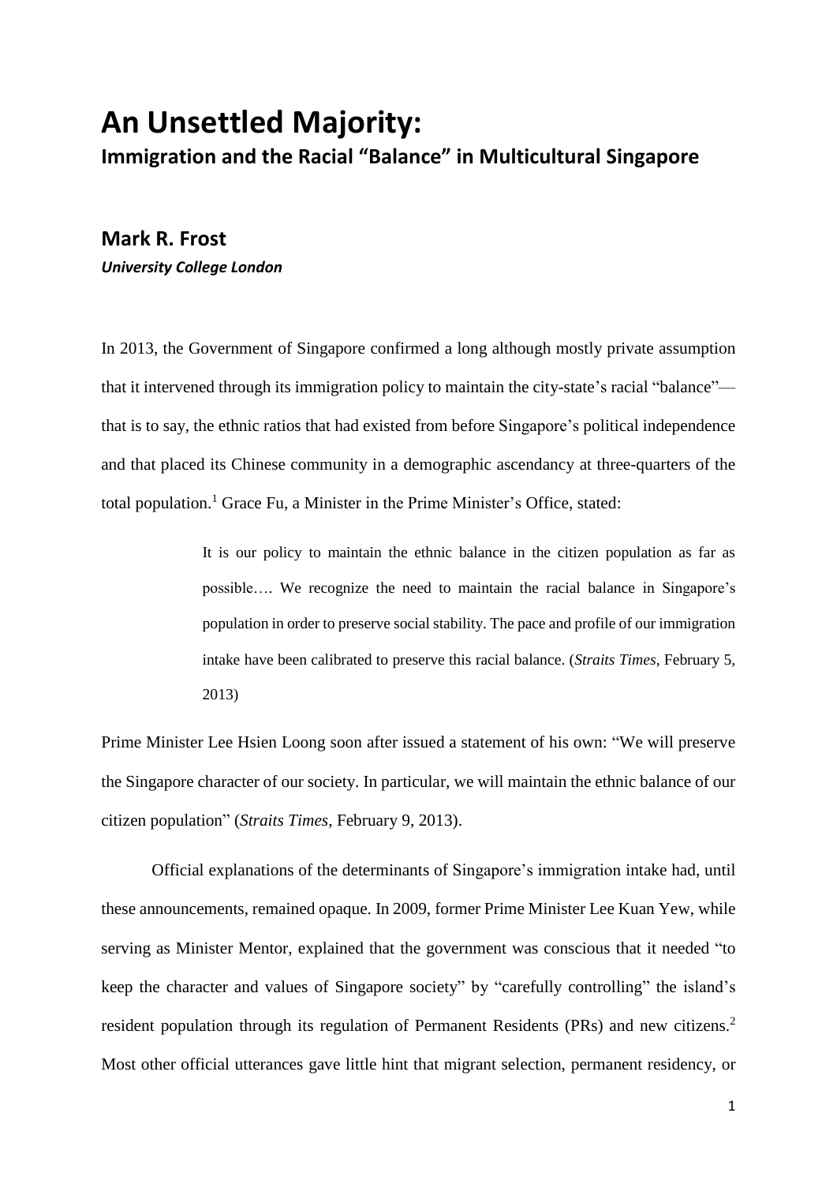# An Unsettled Majority:

## Immigration and the Racial "Balance" in Multicultural Singapore

### Mark R. Frost

***University College London***

In 2013, the Government of Singapore confirmed a long although mostly private assumption that it intervened through its immigration policy to maintain the city-state's racial "balance"—that is to say, the ethnic ratios that had existed from before Singapore's political independence and that placed its Chinese community in a demographic ascendancy at three-quarters of the total population.[1] Grace Fu, a Minister in the Prime Minister's Office, stated:

> It is our policy to maintain the ethnic balance in the citizen population as far as possible…. We recognize the need to maintain the racial balance in Singapore's population in order to preserve social stability. The pace and profile of our immigration intake have been calibrated to preserve this racial balance. (*Straits Times*, February 5, 2013)

Prime Minister Lee Hsien Loong soon after issued a statement of his own: "We will preserve the Singapore character of our society. In particular, we will maintain the ethnic balance of our citizen population" (*Straits Times*, February 9, 2013).

Official explanations of the determinants of Singapore's immigration intake had, until these announcements, remained opaque. In 2009, former Prime Minister Lee Kuan Yew, while serving as Minister Mentor, explained that the government was conscious that it needed "to keep the character and values of Singapore society" by "carefully controlling" the island's resident population through its regulation of Permanent Residents (PRs) and new citizens.[2] Most other official utterances gave little hint that migrant selection, permanent residency, or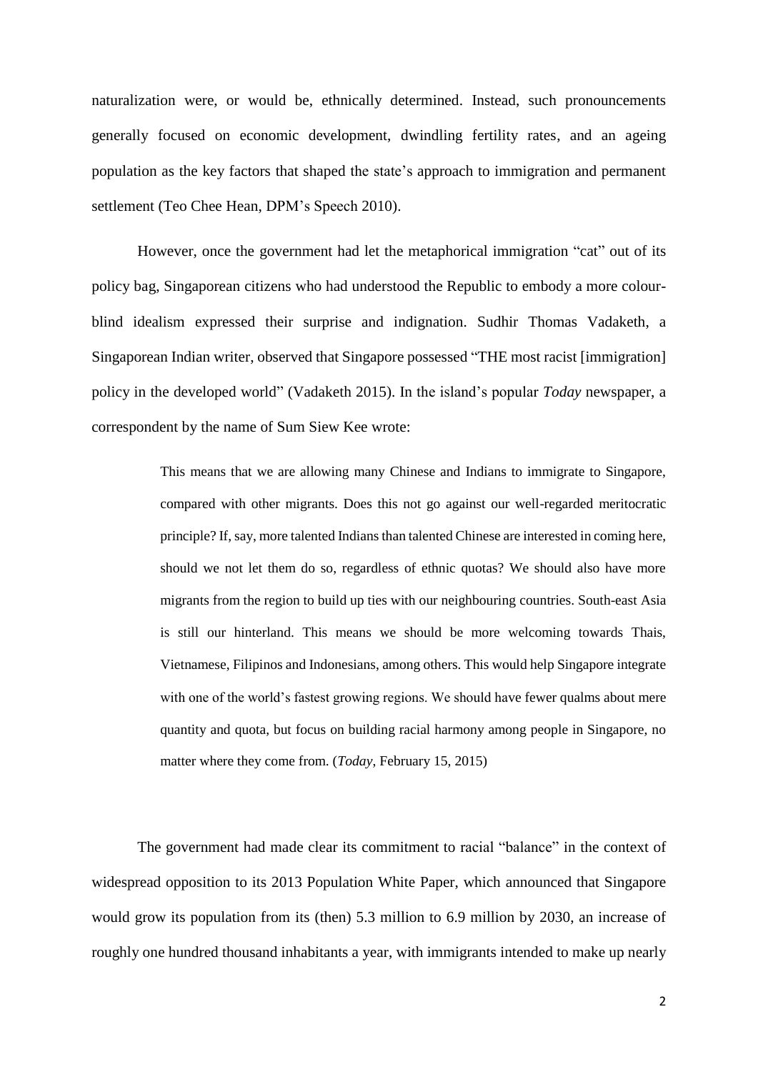naturalization were, or would be, ethnically determined. Instead, such pronouncements generally focused on economic development, dwindling fertility rates, and an ageing population as the key factors that shaped the state's approach to immigration and permanent settlement (Teo Chee Hean, DPM's Speech 2010).

However, once the government had let the metaphorical immigration "cat" out of its policy bag, Singaporean citizens who had understood the Republic to embody a more colour-blind idealism expressed their surprise and indignation. Sudhir Thomas Vadaketh, a Singaporean Indian writer, observed that Singapore possessed "THE most racist [immigration] policy in the developed world" (Vadaketh 2015). In the island's popular *Today* newspaper, a correspondent by the name of Sum Siew Kee wrote:

> This means that we are allowing many Chinese and Indians to immigrate to Singapore, compared with other migrants. Does this not go against our well-regarded meritocratic principle? If, say, more talented Indians than talented Chinese are interested in coming here, should we not let them do so, regardless of ethnic quotas? We should also have more migrants from the region to build up ties with our neighbouring countries. South-east Asia is still our hinterland. This means we should be more welcoming towards Thais, Vietnamese, Filipinos and Indonesians, among others. This would help Singapore integrate with one of the world's fastest growing regions. We should have fewer qualms about mere quantity and quota, but focus on building racial harmony among people in Singapore, no matter where they come from. (*Today*, February 15, 2015)

The government had made clear its commitment to racial "balance" in the context of widespread opposition to its 2013 Population White Paper, which announced that Singapore would grow its population from its (then) 5.3 million to 6.9 million by 2030, an increase of roughly one hundred thousand inhabitants a year, with immigrants intended to make up nearly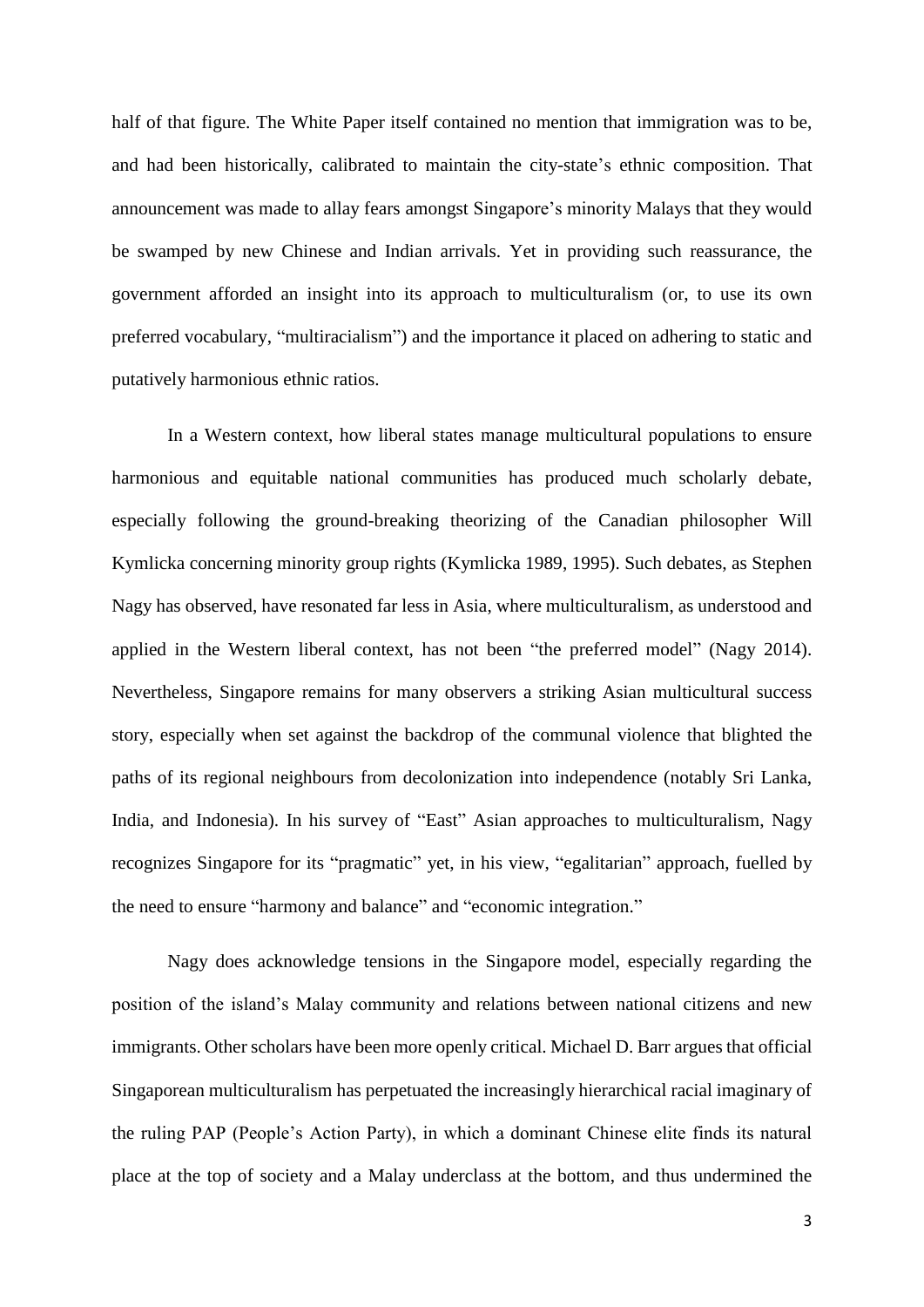half of that figure. The White Paper itself contained no mention that immigration was to be, and had been historically, calibrated to maintain the city-state's ethnic composition. That announcement was made to allay fears amongst Singapore's minority Malays that they would be swamped by new Chinese and Indian arrivals. Yet in providing such reassurance, the government afforded an insight into its approach to multiculturalism (or, to use its own preferred vocabulary, "multiracialism") and the importance it placed on adhering to static and putatively harmonious ethnic ratios.

In a Western context, how liberal states manage multicultural populations to ensure harmonious and equitable national communities has produced much scholarly debate, especially following the ground-breaking theorizing of the Canadian philosopher Will Kymlicka concerning minority group rights (Kymlicka 1989, 1995). Such debates, as Stephen Nagy has observed, have resonated far less in Asia, where multiculturalism, as understood and applied in the Western liberal context, has not been "the preferred model" (Nagy 2014). Nevertheless, Singapore remains for many observers a striking Asian multicultural success story, especially when set against the backdrop of the communal violence that blighted the paths of its regional neighbours from decolonization into independence (notably Sri Lanka, India, and Indonesia). In his survey of "East" Asian approaches to multiculturalism, Nagy recognizes Singapore for its "pragmatic" yet, in his view, "egalitarian" approach, fuelled by the need to ensure "harmony and balance" and "economic integration."

Nagy does acknowledge tensions in the Singapore model, especially regarding the position of the island's Malay community and relations between national citizens and new immigrants. Other scholars have been more openly critical. Michael D. Barr argues that official Singaporean multiculturalism has perpetuated the increasingly hierarchical racial imaginary of the ruling PAP (People's Action Party), in which a dominant Chinese elite finds its natural place at the top of society and a Malay underclass at the bottom, and thus undermined the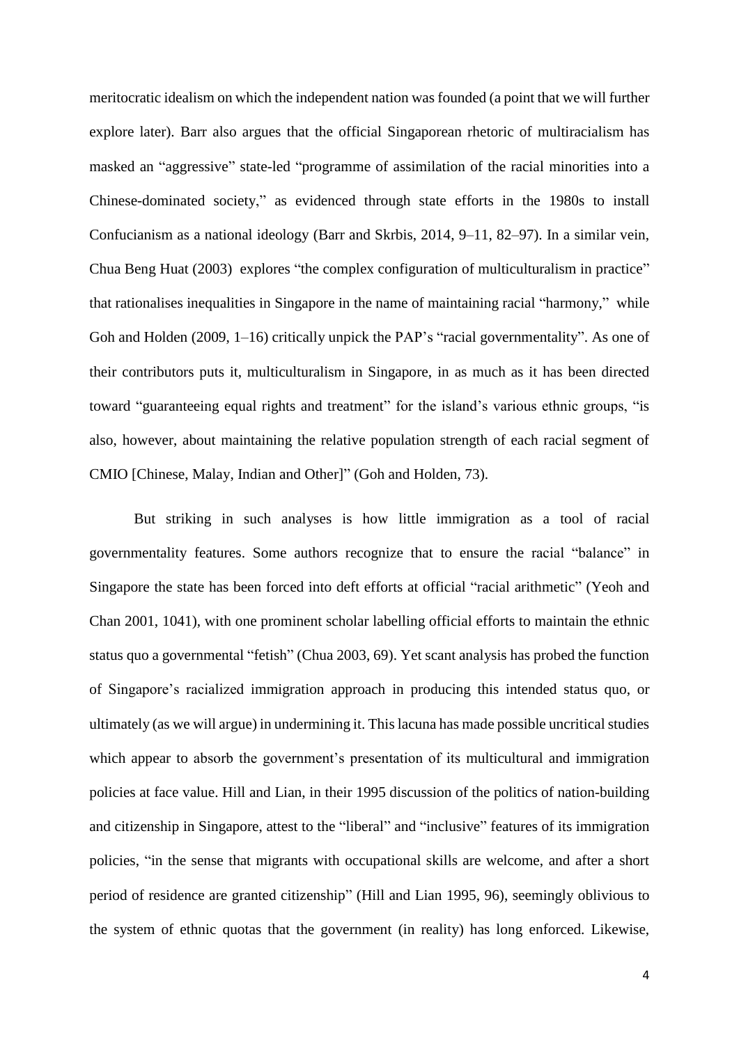meritocratic idealism on which the independent nation was founded (a point that we will further explore later). Barr also argues that the official Singaporean rhetoric of multiracialism has masked an "aggressive" state-led "programme of assimilation of the racial minorities into a Chinese-dominated society," as evidenced through state efforts in the 1980s to install Confucianism as a national ideology (Barr and Skrbis, 2014, 9–11, 82–97). In a similar vein, Chua Beng Huat (2003) explores "the complex configuration of multiculturalism in practice" that rationalises inequalities in Singapore in the name of maintaining racial "harmony," while Goh and Holden (2009, 1–16) critically unpick the PAP's "racial governmentality". As one of their contributors puts it, multiculturalism in Singapore, in as much as it has been directed toward "guaranteeing equal rights and treatment" for the island's various ethnic groups, "is also, however, about maintaining the relative population strength of each racial segment of CMIO [Chinese, Malay, Indian and Other]" (Goh and Holden, 73).

But striking in such analyses is how little immigration as a tool of racial governmentality features. Some authors recognize that to ensure the racial "balance" in Singapore the state has been forced into deft efforts at official "racial arithmetic" (Yeoh and Chan 2001, 1041), with one prominent scholar labelling official efforts to maintain the ethnic status quo a governmental "fetish" (Chua 2003, 69). Yet scant analysis has probed the function of Singapore's racialized immigration approach in producing this intended status quo, or ultimately (as we will argue) in undermining it. This lacuna has made possible uncritical studies which appear to absorb the government's presentation of its multicultural and immigration policies at face value. Hill and Lian, in their 1995 discussion of the politics of nation-building and citizenship in Singapore, attest to the "liberal" and "inclusive" features of its immigration policies, "in the sense that migrants with occupational skills are welcome, and after a short period of residence are granted citizenship" (Hill and Lian 1995, 96), seemingly oblivious to the system of ethnic quotas that the government (in reality) has long enforced. Likewise,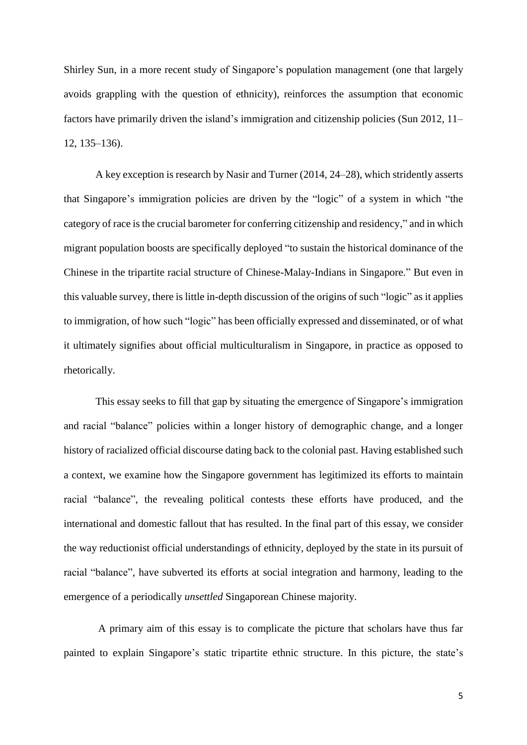Shirley Sun, in a more recent study of Singapore's population management (one that largely avoids grappling with the question of ethnicity), reinforces the assumption that economic factors have primarily driven the island's immigration and citizenship policies (Sun 2012, 11–12, 135–136).

A key exception is research by Nasir and Turner (2014, 24–28), which stridently asserts that Singapore's immigration policies are driven by the "logic" of a system in which "the category of race is the crucial barometer for conferring citizenship and residency," and in which migrant population boosts are specifically deployed "to sustain the historical dominance of the Chinese in the tripartite racial structure of Chinese-Malay-Indians in Singapore." But even in this valuable survey, there is little in-depth discussion of the origins of such "logic" as it applies to immigration, of how such "logic" has been officially expressed and disseminated, or of what it ultimately signifies about official multiculturalism in Singapore, in practice as opposed to rhetorically.

This essay seeks to fill that gap by situating the emergence of Singapore's immigration and racial "balance" policies within a longer history of demographic change, and a longer history of racialized official discourse dating back to the colonial past. Having established such a context, we examine how the Singapore government has legitimized its efforts to maintain racial "balance", the revealing political contests these efforts have produced, and the international and domestic fallout that has resulted. In the final part of this essay, we consider the way reductionist official understandings of ethnicity, deployed by the state in its pursuit of racial "balance", have subverted its efforts at social integration and harmony, leading to the emergence of a periodically *unsettled* Singaporean Chinese majority.

A primary aim of this essay is to complicate the picture that scholars have thus far painted to explain Singapore's static tripartite ethnic structure. In this picture, the state's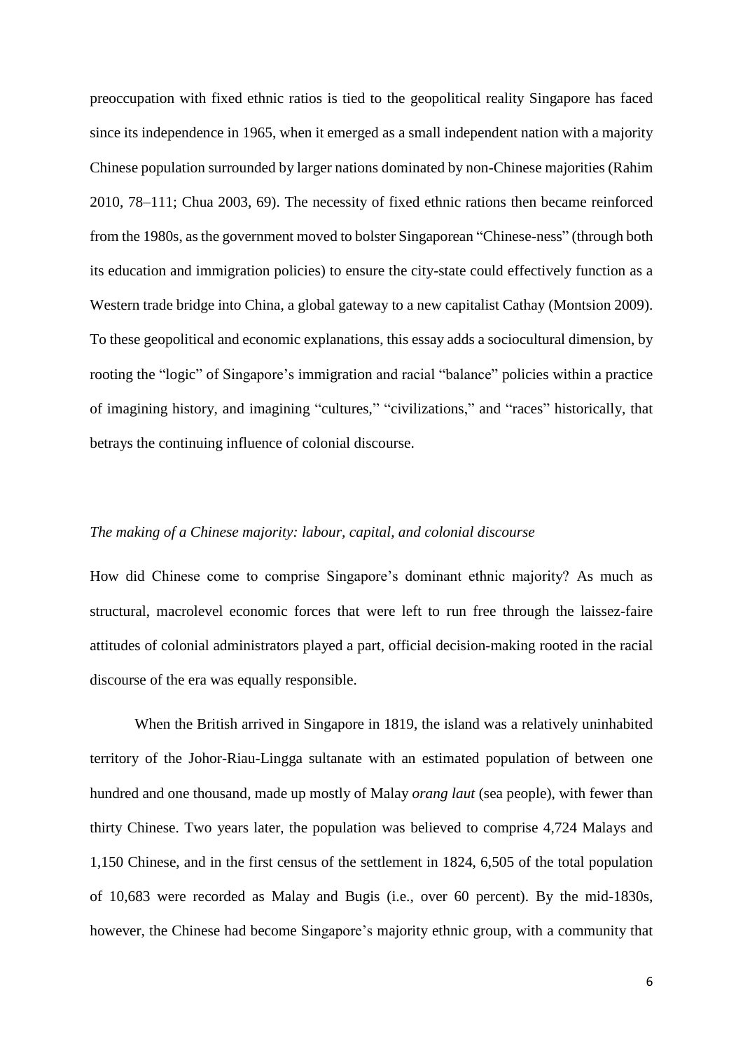preoccupation with fixed ethnic ratios is tied to the geopolitical reality Singapore has faced since its independence in 1965, when it emerged as a small independent nation with a majority Chinese population surrounded by larger nations dominated by non-Chinese majorities (Rahim 2010, 78–111; Chua 2003, 69). The necessity of fixed ethnic rations then became reinforced from the 1980s, as the government moved to bolster Singaporean "Chinese-ness" (through both its education and immigration policies) to ensure the city-state could effectively function as a Western trade bridge into China, a global gateway to a new capitalist Cathay (Montsion 2009). To these geopolitical and economic explanations, this essay adds a sociocultural dimension, by rooting the "logic" of Singapore's immigration and racial "balance" policies within a practice of imagining history, and imagining "cultures," "civilizations," and "races" historically, that betrays the continuing influence of colonial discourse.

*The making of a Chinese majority: labour, capital, and colonial discourse*

How did Chinese come to comprise Singapore's dominant ethnic majority? As much as structural, macrolevel economic forces that were left to run free through the laissez-faire attitudes of colonial administrators played a part, official decision-making rooted in the racial discourse of the era was equally responsible.

When the British arrived in Singapore in 1819, the island was a relatively uninhabited territory of the Johor-Riau-Lingga sultanate with an estimated population of between one hundred and one thousand, made up mostly of Malay *orang laut* (sea people), with fewer than thirty Chinese. Two years later, the population was believed to comprise 4,724 Malays and 1,150 Chinese, and in the first census of the settlement in 1824, 6,505 of the total population of 10,683 were recorded as Malay and Bugis (i.e., over 60 percent). By the mid-1830s, however, the Chinese had become Singapore's majority ethnic group, with a community that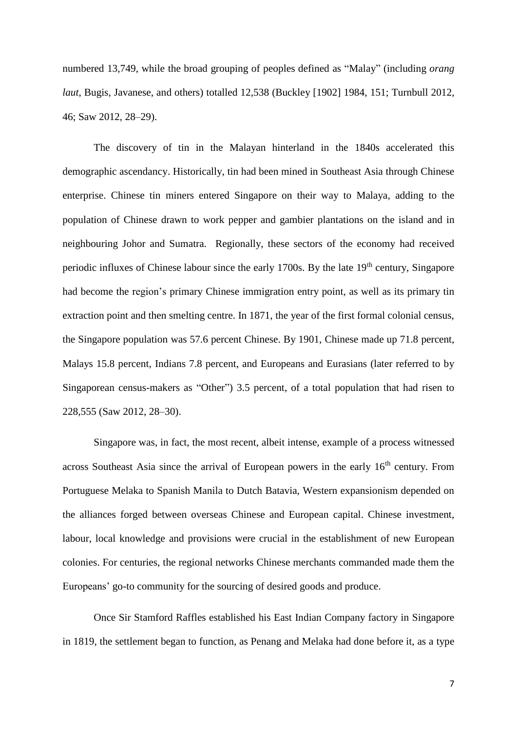numbered 13,749, while the broad grouping of peoples defined as "Malay" (including *orang laut*, Bugis, Javanese, and others) totalled 12,538 (Buckley [1902] 1984, 151; Turnbull 2012, 46; Saw 2012, 28–29).

The discovery of tin in the Malayan hinterland in the 1840s accelerated this demographic ascendancy. Historically, tin had been mined in Southeast Asia through Chinese enterprise. Chinese tin miners entered Singapore on their way to Malaya, adding to the population of Chinese drawn to work pepper and gambier plantations on the island and in neighbouring Johor and Sumatra. Regionally, these sectors of the economy had received periodic influxes of Chinese labour since the early 1700s. By the late 19th century, Singapore had become the region's primary Chinese immigration entry point, as well as its primary tin extraction point and then smelting centre. In 1871, the year of the first formal colonial census, the Singapore population was 57.6 percent Chinese. By 1901, Chinese made up 71.8 percent, Malays 15.8 percent, Indians 7.8 percent, and Europeans and Eurasians (later referred to by Singaporean census-makers as "Other") 3.5 percent, of a total population that had risen to 228,555 (Saw 2012, 28–30).

Singapore was, in fact, the most recent, albeit intense, example of a process witnessed across Southeast Asia since the arrival of European powers in the early 16th century. From Portuguese Melaka to Spanish Manila to Dutch Batavia, Western expansionism depended on the alliances forged between overseas Chinese and European capital. Chinese investment, labour, local knowledge and provisions were crucial in the establishment of new European colonies. For centuries, the regional networks Chinese merchants commanded made them the Europeans' go-to community for the sourcing of desired goods and produce.

Once Sir Stamford Raffles established his East Indian Company factory in Singapore in 1819, the settlement began to function, as Penang and Melaka had done before it, as a type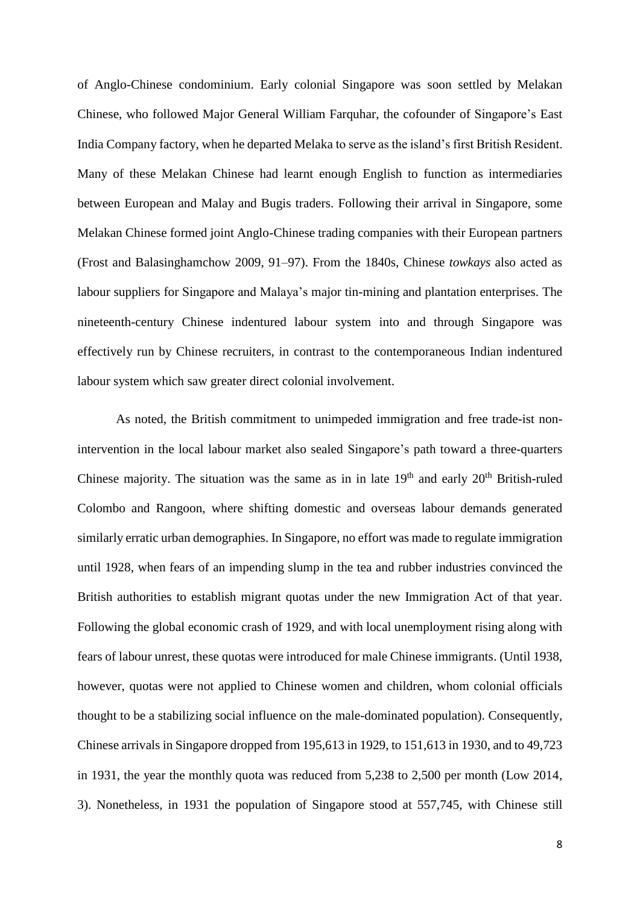of Anglo-Chinese condominium. Early colonial Singapore was soon settled by Melakan Chinese, who followed Major General William Farquhar, the cofounder of Singapore's East India Company factory, when he departed Melaka to serve as the island's first British Resident. Many of these Melakan Chinese had learnt enough English to function as intermediaries between European and Malay and Bugis traders. Following their arrival in Singapore, some Melakan Chinese formed joint Anglo-Chinese trading companies with their European partners (Frost and Balasinghamchow 2009, 91–97). From the 1840s, Chinese *towkays* also acted as labour suppliers for Singapore and Malaya's major tin-mining and plantation enterprises. The nineteenth-century Chinese indentured labour system into and through Singapore was effectively run by Chinese recruiters, in contrast to the contemporaneous Indian indentured labour system which saw greater direct colonial involvement.

As noted, the British commitment to unimpeded immigration and free trade-ist non-intervention in the local labour market also sealed Singapore's path toward a three-quarters Chinese majority. The situation was the same as in in late 19th and early 20th British-ruled Colombo and Rangoon, where shifting domestic and overseas labour demands generated similarly erratic urban demographies. In Singapore, no effort was made to regulate immigration until 1928, when fears of an impending slump in the tea and rubber industries convinced the British authorities to establish migrant quotas under the new Immigration Act of that year. Following the global economic crash of 1929, and with local unemployment rising along with fears of labour unrest, these quotas were introduced for male Chinese immigrants. (Until 1938, however, quotas were not applied to Chinese women and children, whom colonial officials thought to be a stabilizing social influence on the male-dominated population). Consequently, Chinese arrivals in Singapore dropped from 195,613 in 1929, to 151,613 in 1930, and to 49,723 in 1931, the year the monthly quota was reduced from 5,238 to 2,500 per month (Low 2014, 3). Nonetheless, in 1931 the population of Singapore stood at 557,745, with Chinese still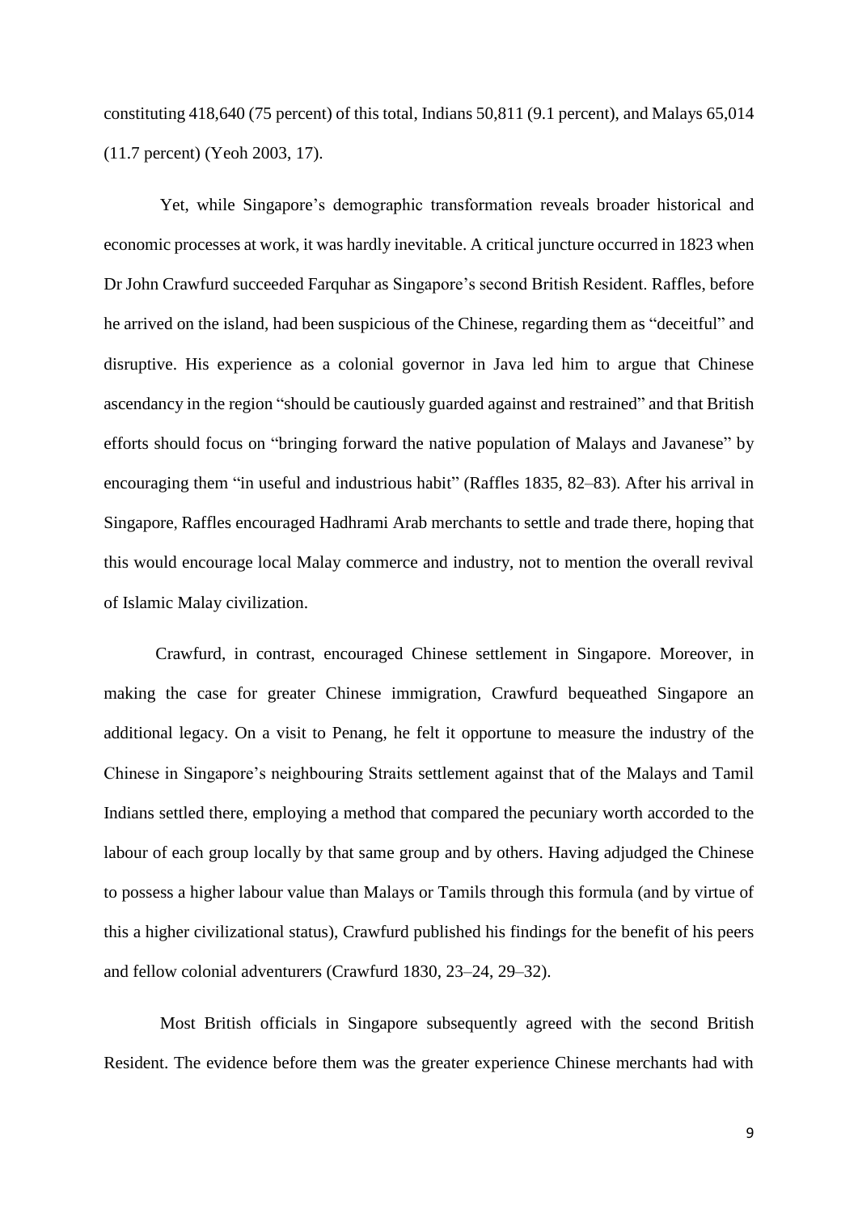constituting 418,640 (75 percent) of this total, Indians 50,811 (9.1 percent), and Malays 65,014 (11.7 percent) (Yeoh 2003, 17).

Yet, while Singapore's demographic transformation reveals broader historical and economic processes at work, it was hardly inevitable. A critical juncture occurred in 1823 when Dr John Crawfurd succeeded Farquhar as Singapore's second British Resident. Raffles, before he arrived on the island, had been suspicious of the Chinese, regarding them as "deceitful" and disruptive. His experience as a colonial governor in Java led him to argue that Chinese ascendancy in the region "should be cautiously guarded against and restrained" and that British efforts should focus on "bringing forward the native population of Malays and Javanese" by encouraging them "in useful and industrious habit" (Raffles 1835, 82–83). After his arrival in Singapore, Raffles encouraged Hadhrami Arab merchants to settle and trade there, hoping that this would encourage local Malay commerce and industry, not to mention the overall revival of Islamic Malay civilization.

Crawfurd, in contrast, encouraged Chinese settlement in Singapore. Moreover, in making the case for greater Chinese immigration, Crawfurd bequeathed Singapore an additional legacy. On a visit to Penang, he felt it opportune to measure the industry of the Chinese in Singapore's neighbouring Straits settlement against that of the Malays and Tamil Indians settled there, employing a method that compared the pecuniary worth accorded to the labour of each group locally by that same group and by others. Having adjudged the Chinese to possess a higher labour value than Malays or Tamils through this formula (and by virtue of this a higher civilizational status), Crawfurd published his findings for the benefit of his peers and fellow colonial adventurers (Crawfurd 1830, 23–24, 29–32).

Most British officials in Singapore subsequently agreed with the second British Resident. The evidence before them was the greater experience Chinese merchants had with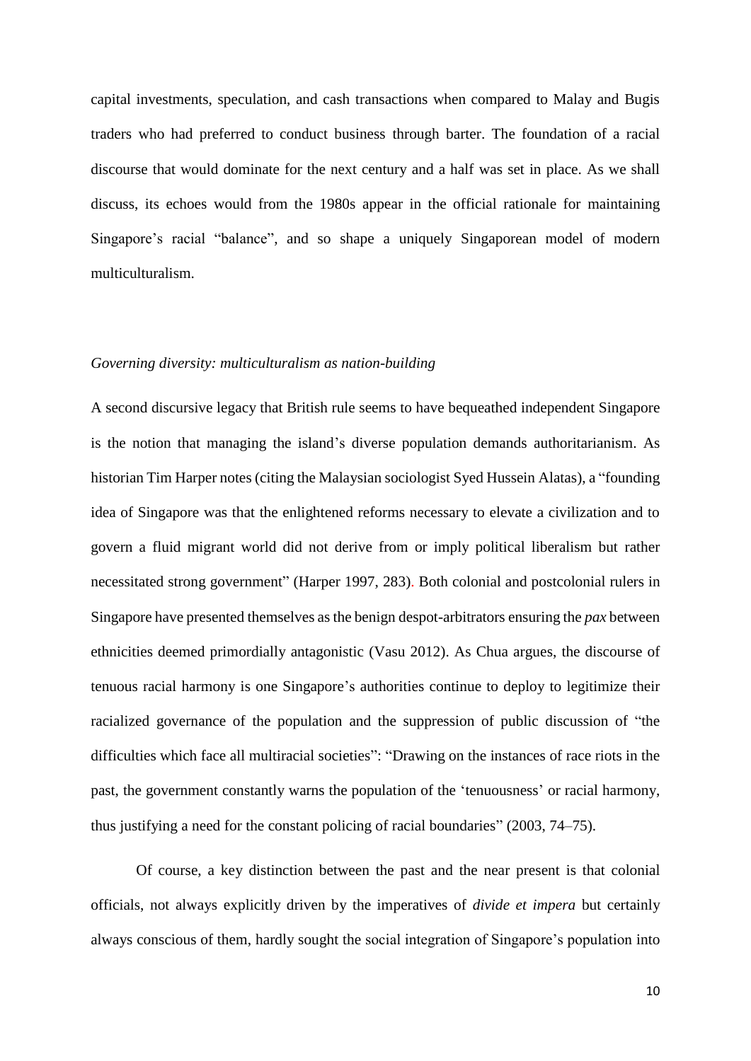capital investments, speculation, and cash transactions when compared to Malay and Bugis traders who had preferred to conduct business through barter. The foundation of a racial discourse that would dominate for the next century and a half was set in place. As we shall discuss, its echoes would from the 1980s appear in the official rationale for maintaining Singapore's racial "balance", and so shape a uniquely Singaporean model of modern multiculturalism.

### *Governing diversity: multiculturalism as nation-building*

A second discursive legacy that British rule seems to have bequeathed independent Singapore is the notion that managing the island's diverse population demands authoritarianism. As historian Tim Harper notes (citing the Malaysian sociologist Syed Hussein Alatas), a "founding idea of Singapore was that the enlightened reforms necessary to elevate a civilization and to govern a fluid migrant world did not derive from or imply political liberalism but rather necessitated strong government" (Harper 1997, 283). Both colonial and postcolonial rulers in Singapore have presented themselves as the benign despot-arbitrators ensuring the *pax* between ethnicities deemed primordially antagonistic (Vasu 2012). As Chua argues, the discourse of tenuous racial harmony is one Singapore's authorities continue to deploy to legitimize their racialized governance of the population and the suppression of public discussion of "the difficulties which face all multiracial societies": "Drawing on the instances of race riots in the past, the government constantly warns the population of the 'tenuousness' or racial harmony, thus justifying a need for the constant policing of racial boundaries" (2003, 74–75).

Of course, a key distinction between the past and the near present is that colonial officials, not always explicitly driven by the imperatives of *divide et impera* but certainly always conscious of them, hardly sought the social integration of Singapore's population into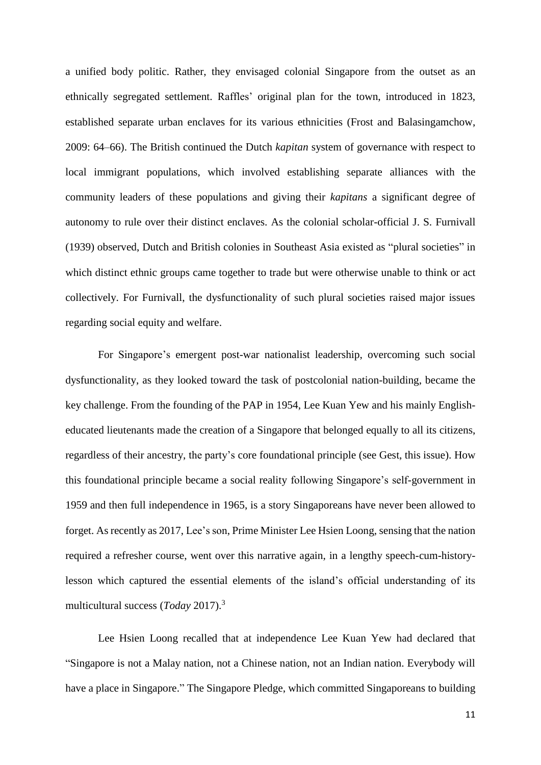a unified body politic. Rather, they envisaged colonial Singapore from the outset as an ethnically segregated settlement. Raffles' original plan for the town, introduced in 1823, established separate urban enclaves for its various ethnicities (Frost and Balasingamchow, 2009: 64–66). The British continued the Dutch *kapitan* system of governance with respect to local immigrant populations, which involved establishing separate alliances with the community leaders of these populations and giving their *kapitans* a significant degree of autonomy to rule over their distinct enclaves. As the colonial scholar-official J. S. Furnivall (1939) observed, Dutch and British colonies in Southeast Asia existed as "plural societies" in which distinct ethnic groups came together to trade but were otherwise unable to think or act collectively. For Furnivall, the dysfunctionality of such plural societies raised major issues regarding social equity and welfare.

For Singapore's emergent post-war nationalist leadership, overcoming such social dysfunctionality, as they looked toward the task of postcolonial nation-building, became the key challenge. From the founding of the PAP in 1954, Lee Kuan Yew and his mainly English-educated lieutenants made the creation of a Singapore that belonged equally to all its citizens, regardless of their ancestry, the party's core foundational principle (see Gest, this issue). How this foundational principle became a social reality following Singapore's self-government in 1959 and then full independence in 1965, is a story Singaporeans have never been allowed to forget. As recently as 2017, Lee's son, Prime Minister Lee Hsien Loong, sensing that the nation required a refresher course, went over this narrative again, in a lengthy speech-cum-history-lesson which captured the essential elements of the island's official understanding of its multicultural success (*Today* 2017).[3]

Lee Hsien Loong recalled that at independence Lee Kuan Yew had declared that "Singapore is not a Malay nation, not a Chinese nation, not an Indian nation. Everybody will have a place in Singapore." The Singapore Pledge, which committed Singaporeans to building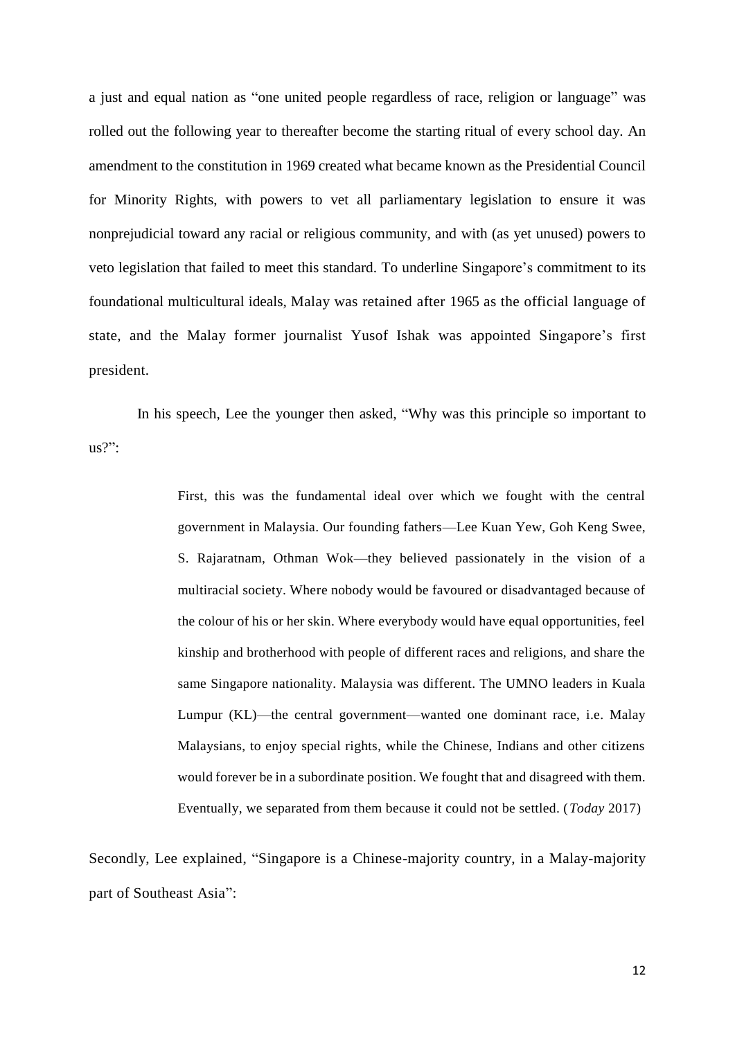a just and equal nation as "one united people regardless of race, religion or language" was rolled out the following year to thereafter become the starting ritual of every school day. An amendment to the constitution in 1969 created what became known as the Presidential Council for Minority Rights, with powers to vet all parliamentary legislation to ensure it was nonprejudicial toward any racial or religious community, and with (as yet unused) powers to veto legislation that failed to meet this standard. To underline Singapore's commitment to its foundational multicultural ideals, Malay was retained after 1965 as the official language of state, and the Malay former journalist Yusof Ishak was appointed Singapore's first president.

In his speech, Lee the younger then asked, "Why was this principle so important to us?":

> First, this was the fundamental ideal over which we fought with the central government in Malaysia. Our founding fathers—Lee Kuan Yew, Goh Keng Swee, S. Rajaratnam, Othman Wok—they believed passionately in the vision of a multiracial society. Where nobody would be favoured or disadvantaged because of the colour of his or her skin. Where everybody would have equal opportunities, feel kinship and brotherhood with people of different races and religions, and share the same Singapore nationality. Malaysia was different. The UMNO leaders in Kuala Lumpur (KL)—the central government—wanted one dominant race, i.e. Malay Malaysians, to enjoy special rights, while the Chinese, Indians and other citizens would forever be in a subordinate position. We fought that and disagreed with them. Eventually, we separated from them because it could not be settled. (*Today* 2017)

Secondly, Lee explained, "Singapore is a Chinese-majority country, in a Malay-majority part of Southeast Asia":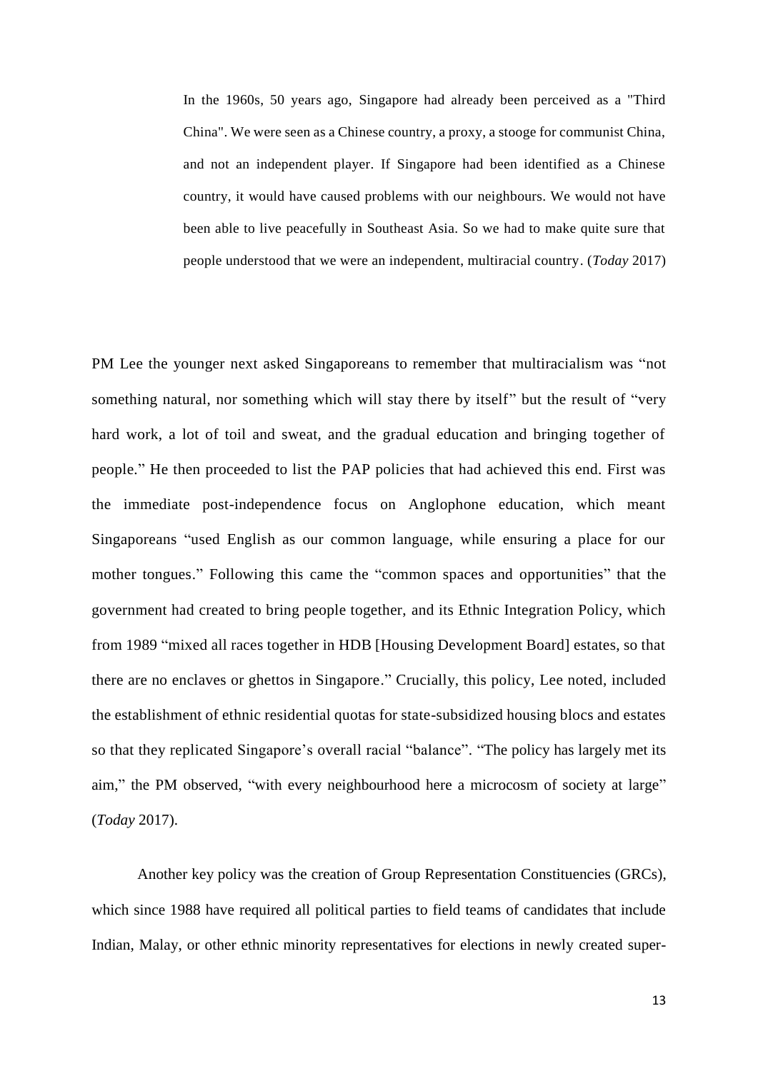> In the 1960s, 50 years ago, Singapore had already been perceived as a "Third China". We were seen as a Chinese country, a proxy, a stooge for communist China, and not an independent player. If Singapore had been identified as a Chinese country, it would have caused problems with our neighbours. We would not have been able to live peacefully in Southeast Asia. So we had to make quite sure that people understood that we were an independent, multiracial country. (*Today* 2017)

PM Lee the younger next asked Singaporeans to remember that multiracialism was "not something natural, nor something which will stay there by itself" but the result of "very hard work, a lot of toil and sweat, and the gradual education and bringing together of people." He then proceeded to list the PAP policies that had achieved this end. First was the immediate post-independence focus on Anglophone education, which meant Singaporeans "used English as our common language, while ensuring a place for our mother tongues." Following this came the "common spaces and opportunities" that the government had created to bring people together, and its Ethnic Integration Policy, which from 1989 "mixed all races together in HDB [Housing Development Board] estates, so that there are no enclaves or ghettos in Singapore." Crucially, this policy, Lee noted, included the establishment of ethnic residential quotas for state-subsidized housing blocs and estates so that they replicated Singapore's overall racial "balance". "The policy has largely met its aim," the PM observed, "with every neighbourhood here a microcosm of society at large" (*Today* 2017).

Another key policy was the creation of Group Representation Constituencies (GRCs), which since 1988 have required all political parties to field teams of candidates that include Indian, Malay, or other ethnic minority representatives for elections in newly created super-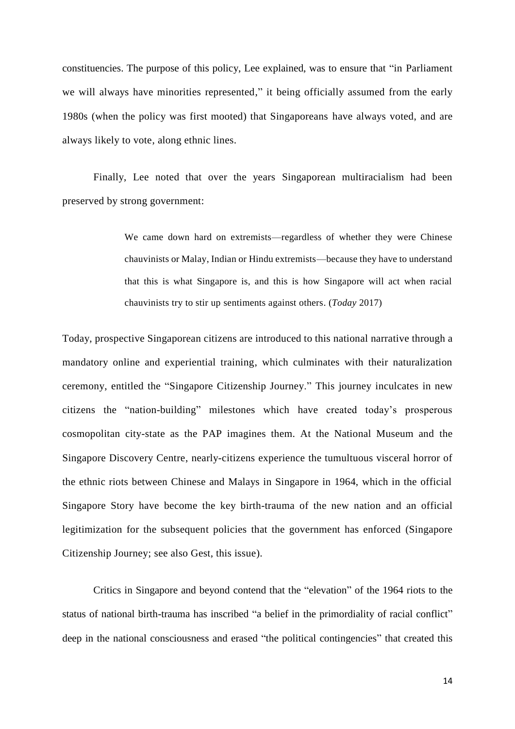constituencies. The purpose of this policy, Lee explained, was to ensure that "in Parliament we will always have minorities represented," it being officially assumed from the early 1980s (when the policy was first mooted) that Singaporeans have always voted, and are always likely to vote, along ethnic lines.

Finally, Lee noted that over the years Singaporean multiracialism had been preserved by strong government:

> We came down hard on extremists—regardless of whether they were Chinese chauvinists or Malay, Indian or Hindu extremists—because they have to understand that this is what Singapore is, and this is how Singapore will act when racial chauvinists try to stir up sentiments against others. (*Today* 2017)

Today, prospective Singaporean citizens are introduced to this national narrative through a mandatory online and experiential training, which culminates with their naturalization ceremony, entitled the "Singapore Citizenship Journey." This journey inculcates in new citizens the "nation-building" milestones which have created today's prosperous cosmopolitan city-state as the PAP imagines them. At the National Museum and the Singapore Discovery Centre, nearly-citizens experience the tumultuous visceral horror of the ethnic riots between Chinese and Malays in Singapore in 1964, which in the official Singapore Story have become the key birth-trauma of the new nation and an official legitimization for the subsequent policies that the government has enforced (Singapore Citizenship Journey; see also Gest, this issue).

Critics in Singapore and beyond contend that the "elevation" of the 1964 riots to the status of national birth-trauma has inscribed "a belief in the primordiality of racial conflict" deep in the national consciousness and erased "the political contingencies" that created this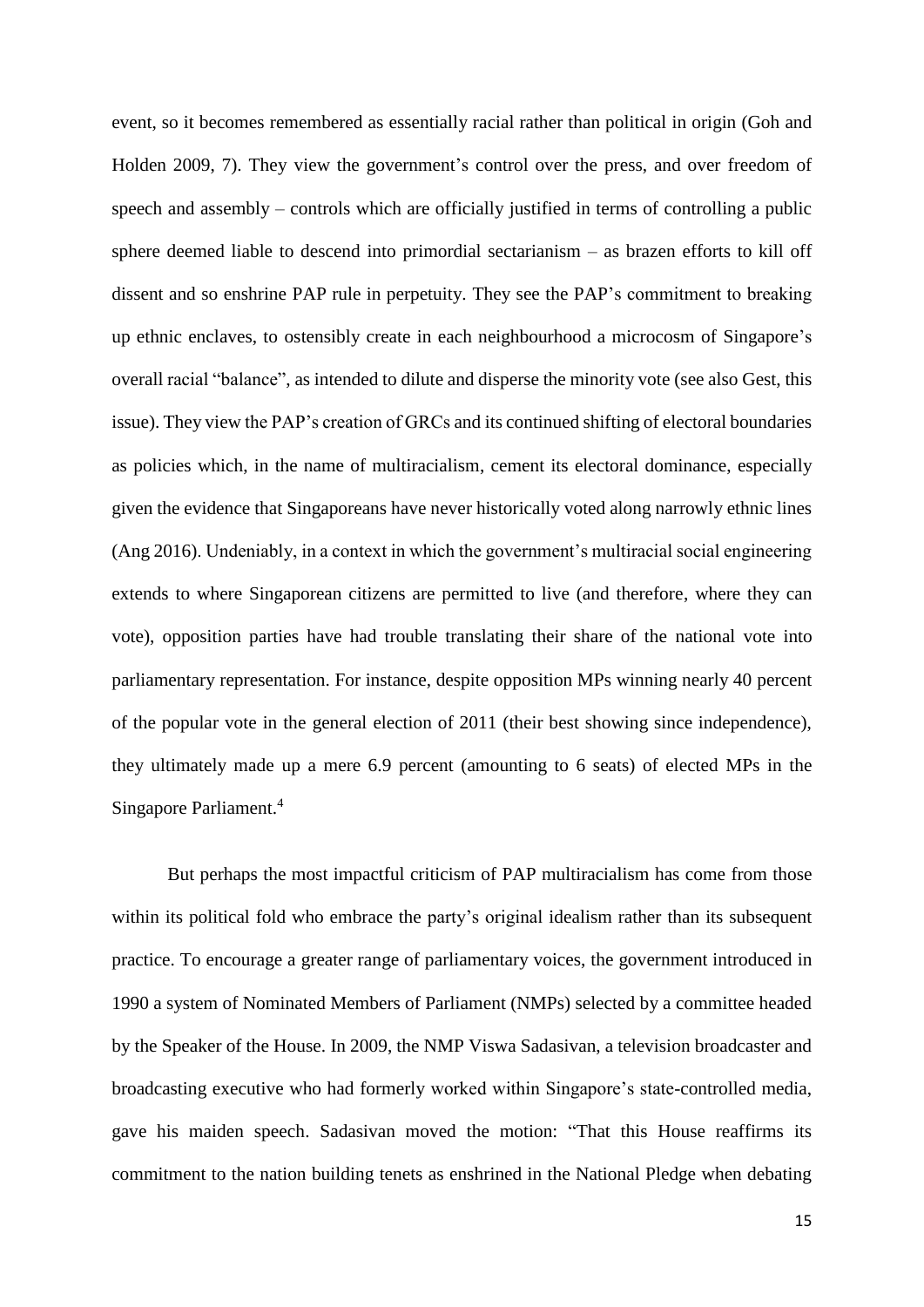event, so it becomes remembered as essentially racial rather than political in origin (Goh and Holden 2009, 7). They view the government's control over the press, and over freedom of speech and assembly – controls which are officially justified in terms of controlling a public sphere deemed liable to descend into primordial sectarianism – as brazen efforts to kill off dissent and so enshrine PAP rule in perpetuity. They see the PAP's commitment to breaking up ethnic enclaves, to ostensibly create in each neighbourhood a microcosm of Singapore's overall racial "balance", as intended to dilute and disperse the minority vote (see also Gest, this issue). They view the PAP's creation of GRCs and its continued shifting of electoral boundaries as policies which, in the name of multiracialism, cement its electoral dominance, especially given the evidence that Singaporeans have never historically voted along narrowly ethnic lines (Ang 2016). Undeniably, in a context in which the government's multiracial social engineering extends to where Singaporean citizens are permitted to live (and therefore, where they can vote), opposition parties have had trouble translating their share of the national vote into parliamentary representation. For instance, despite opposition MPs winning nearly 40 percent of the popular vote in the general election of 2011 (their best showing since independence), they ultimately made up a mere 6.9 percent (amounting to 6 seats) of elected MPs in the Singapore Parliament.[4]

But perhaps the most impactful criticism of PAP multiracialism has come from those within its political fold who embrace the party's original idealism rather than its subsequent practice. To encourage a greater range of parliamentary voices, the government introduced in 1990 a system of Nominated Members of Parliament (NMPs) selected by a committee headed by the Speaker of the House. In 2009, the NMP Viswa Sadasivan, a television broadcaster and broadcasting executive who had formerly worked within Singapore's state-controlled media, gave his maiden speech. Sadasivan moved the motion: "That this House reaffirms its commitment to the nation building tenets as enshrined in the National Pledge when debating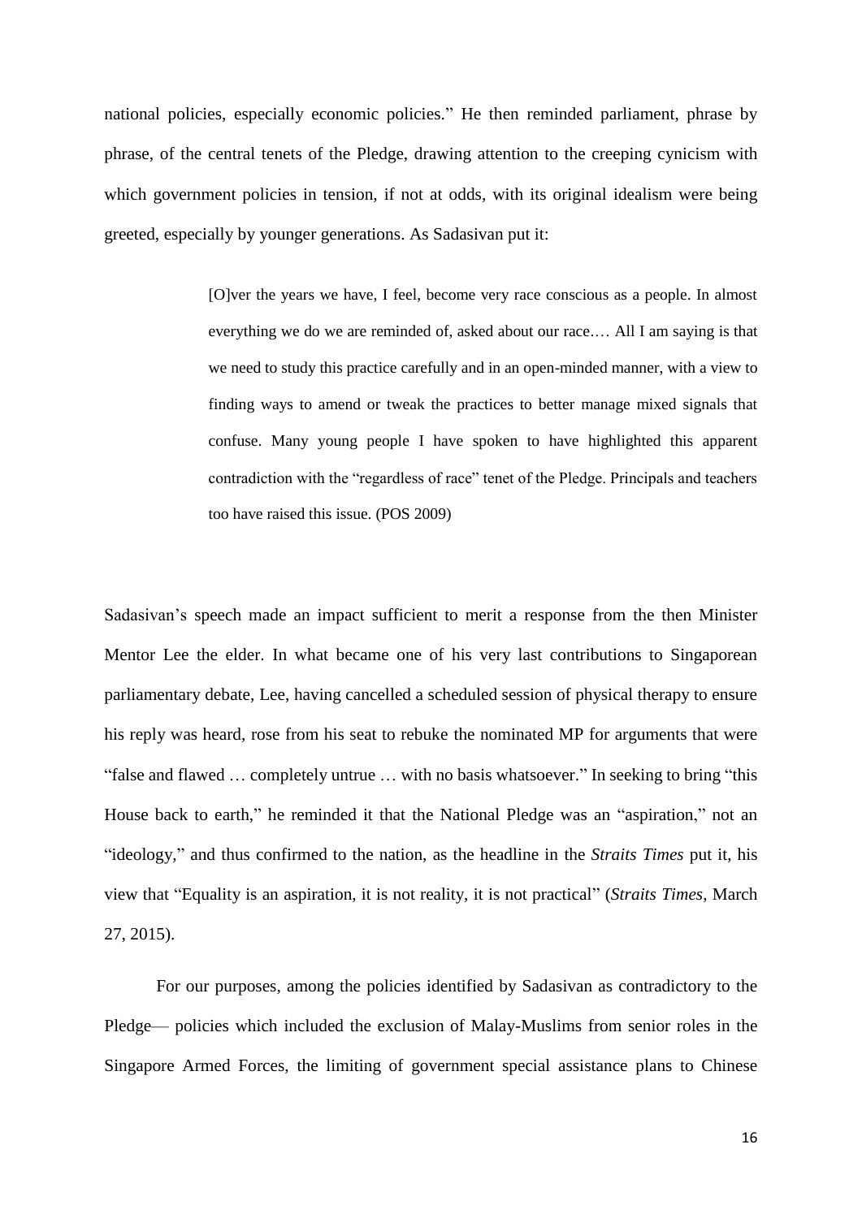national policies, especially economic policies." He then reminded parliament, phrase by phrase, of the central tenets of the Pledge, drawing attention to the creeping cynicism with which government policies in tension, if not at odds, with its original idealism were being greeted, especially by younger generations. As Sadasivan put it:

> [O]ver the years we have, I feel, become very race conscious as a people. In almost everything we do we are reminded of, asked about our race.… All I am saying is that we need to study this practice carefully and in an open-minded manner, with a view to finding ways to amend or tweak the practices to better manage mixed signals that confuse. Many young people I have spoken to have highlighted this apparent contradiction with the "regardless of race" tenet of the Pledge. Principals and teachers too have raised this issue. (POS 2009)

Sadasivan's speech made an impact sufficient to merit a response from the then Minister Mentor Lee the elder. In what became one of his very last contributions to Singaporean parliamentary debate, Lee, having cancelled a scheduled session of physical therapy to ensure his reply was heard, rose from his seat to rebuke the nominated MP for arguments that were "false and flawed … completely untrue … with no basis whatsoever." In seeking to bring "this House back to earth," he reminded it that the National Pledge was an "aspiration," not an "ideology," and thus confirmed to the nation, as the headline in the *Straits Times* put it, his view that "Equality is an aspiration, it is not reality, it is not practical" (*Straits Times*, March 27, 2015).

For our purposes, among the policies identified by Sadasivan as contradictory to the Pledge— policies which included the exclusion of Malay-Muslims from senior roles in the Singapore Armed Forces, the limiting of government special assistance plans to Chinese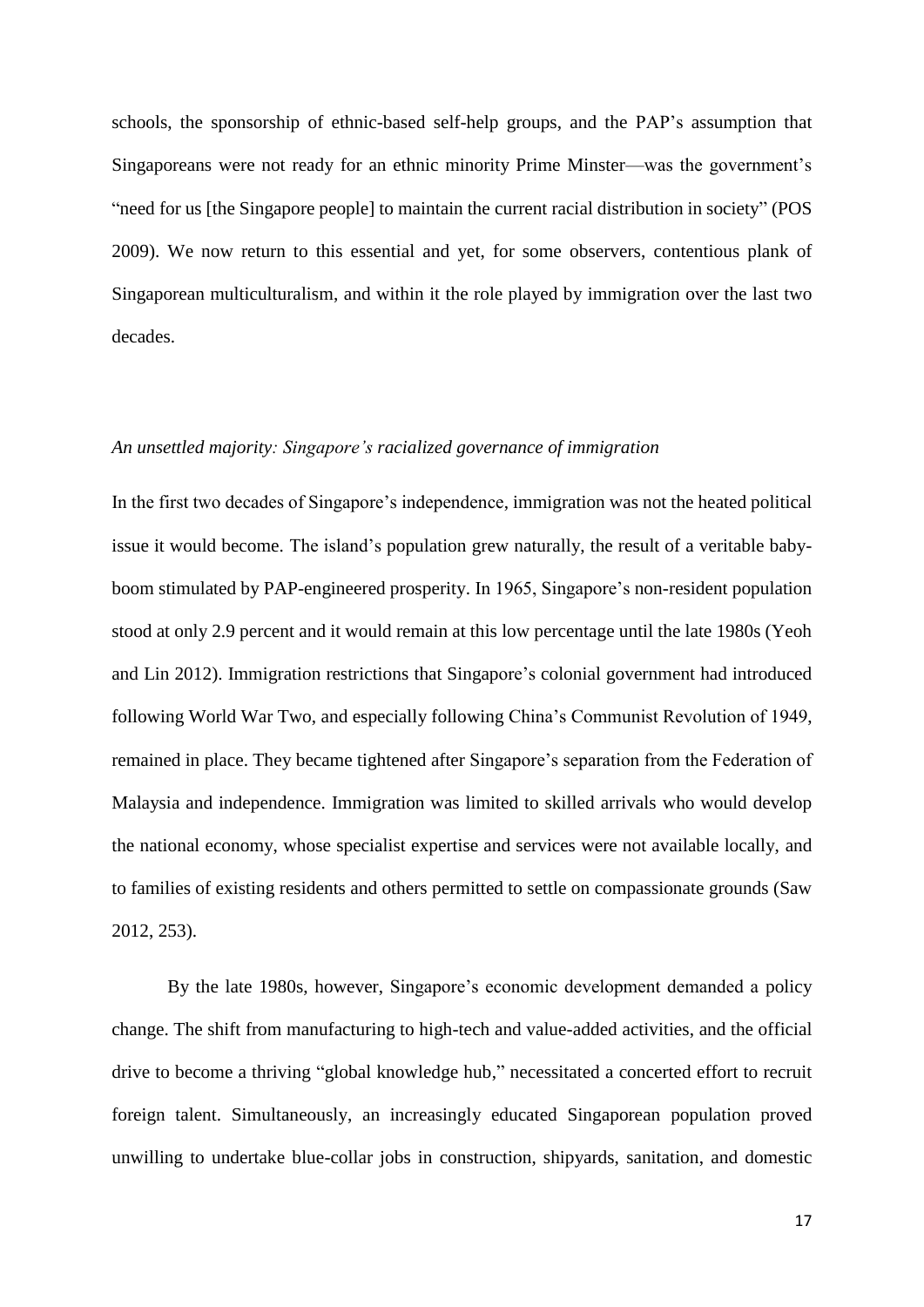schools, the sponsorship of ethnic-based self-help groups, and the PAP's assumption that Singaporeans were not ready for an ethnic minority Prime Minster—was the government's "need for us [the Singapore people] to maintain the current racial distribution in society" (POS 2009). We now return to this essential and yet, for some observers, contentious plank of Singaporean multiculturalism, and within it the role played by immigration over the last two decades.

*An unsettled majority: Singapore's racialized governance of immigration*

In the first two decades of Singapore's independence, immigration was not the heated political issue it would become. The island's population grew naturally, the result of a veritable baby-boom stimulated by PAP-engineered prosperity. In 1965, Singapore's non-resident population stood at only 2.9 percent and it would remain at this low percentage until the late 1980s (Yeoh and Lin 2012). Immigration restrictions that Singapore's colonial government had introduced following World War Two, and especially following China's Communist Revolution of 1949, remained in place. They became tightened after Singapore's separation from the Federation of Malaysia and independence. Immigration was limited to skilled arrivals who would develop the national economy, whose specialist expertise and services were not available locally, and to families of existing residents and others permitted to settle on compassionate grounds (Saw 2012, 253).

By the late 1980s, however, Singapore's economic development demanded a policy change. The shift from manufacturing to high-tech and value-added activities, and the official drive to become a thriving "global knowledge hub," necessitated a concerted effort to recruit foreign talent. Simultaneously, an increasingly educated Singaporean population proved unwilling to undertake blue-collar jobs in construction, shipyards, sanitation, and domestic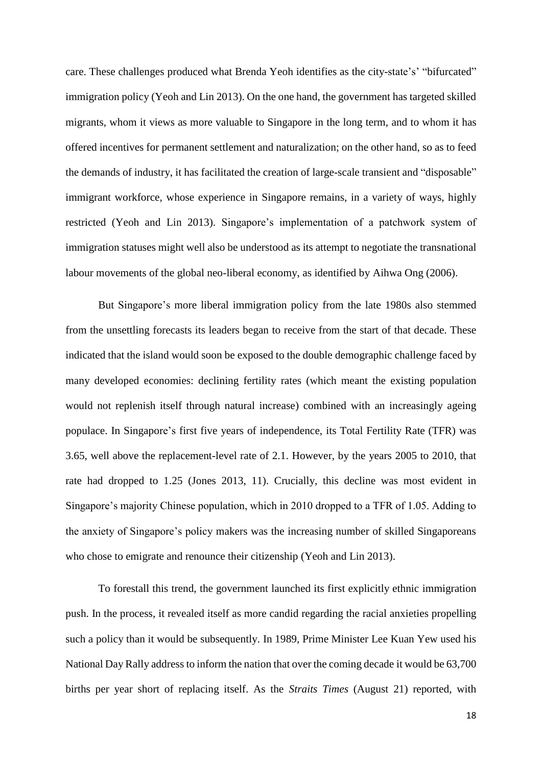care. These challenges produced what Brenda Yeoh identifies as the city-state's' "bifurcated" immigration policy (Yeoh and Lin 2013). On the one hand, the government has targeted skilled migrants, whom it views as more valuable to Singapore in the long term, and to whom it has offered incentives for permanent settlement and naturalization; on the other hand, so as to feed the demands of industry, it has facilitated the creation of large-scale transient and "disposable" immigrant workforce, whose experience in Singapore remains, in a variety of ways, highly restricted (Yeoh and Lin 2013). Singapore's implementation of a patchwork system of immigration statuses might well also be understood as its attempt to negotiate the transnational labour movements of the global neo-liberal economy, as identified by Aihwa Ong (2006).

But Singapore's more liberal immigration policy from the late 1980s also stemmed from the unsettling forecasts its leaders began to receive from the start of that decade. These indicated that the island would soon be exposed to the double demographic challenge faced by many developed economies: declining fertility rates (which meant the existing population would not replenish itself through natural increase) combined with an increasingly ageing populace. In Singapore's first five years of independence, its Total Fertility Rate (TFR) was 3.65, well above the replacement-level rate of 2.1. However, by the years 2005 to 2010, that rate had dropped to 1.25 (Jones 2013, 11). Crucially, this decline was most evident in Singapore's majority Chinese population, which in 2010 dropped to a TFR of 1.05. Adding to the anxiety of Singapore's policy makers was the increasing number of skilled Singaporeans who chose to emigrate and renounce their citizenship (Yeoh and Lin 2013).

To forestall this trend, the government launched its first explicitly ethnic immigration push. In the process, it revealed itself as more candid regarding the racial anxieties propelling such a policy than it would be subsequently. In 1989, Prime Minister Lee Kuan Yew used his National Day Rally address to inform the nation that over the coming decade it would be 63,700 births per year short of replacing itself. As the *Straits Times* (August 21) reported, with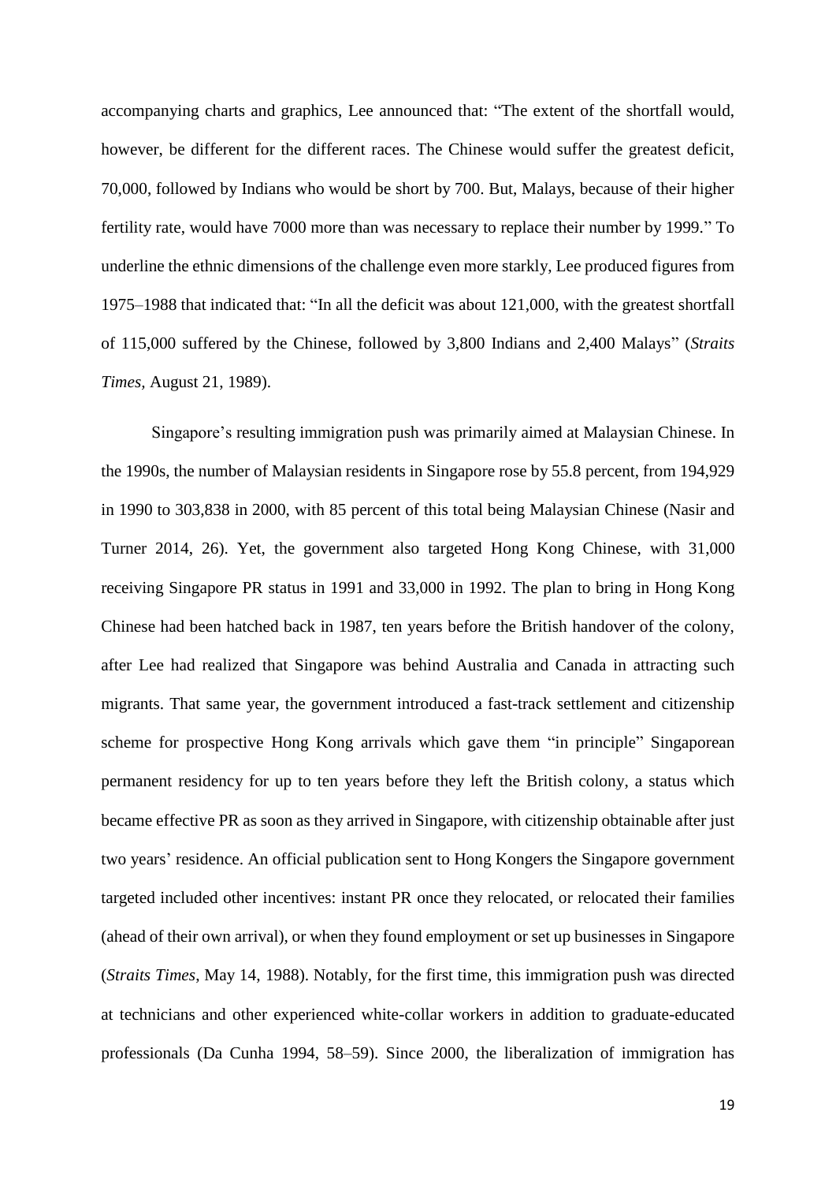accompanying charts and graphics, Lee announced that: "The extent of the shortfall would, however, be different for the different races. The Chinese would suffer the greatest deficit, 70,000, followed by Indians who would be short by 700. But, Malays, because of their higher fertility rate, would have 7000 more than was necessary to replace their number by 1999." To underline the ethnic dimensions of the challenge even more starkly, Lee produced figures from 1975–1988 that indicated that: "In all the deficit was about 121,000, with the greatest shortfall of 115,000 suffered by the Chinese, followed by 3,800 Indians and 2,400 Malays" (*Straits Times*, August 21, 1989).

Singapore's resulting immigration push was primarily aimed at Malaysian Chinese. In the 1990s, the number of Malaysian residents in Singapore rose by 55.8 percent, from 194,929 in 1990 to 303,838 in 2000, with 85 percent of this total being Malaysian Chinese (Nasir and Turner 2014, 26). Yet, the government also targeted Hong Kong Chinese, with 31,000 receiving Singapore PR status in 1991 and 33,000 in 1992. The plan to bring in Hong Kong Chinese had been hatched back in 1987, ten years before the British handover of the colony, after Lee had realized that Singapore was behind Australia and Canada in attracting such migrants. That same year, the government introduced a fast-track settlement and citizenship scheme for prospective Hong Kong arrivals which gave them "in principle" Singaporean permanent residency for up to ten years before they left the British colony, a status which became effective PR as soon as they arrived in Singapore, with citizenship obtainable after just two years' residence. An official publication sent to Hong Kongers the Singapore government targeted included other incentives: instant PR once they relocated, or relocated their families (ahead of their own arrival), or when they found employment or set up businesses in Singapore (*Straits Times*, May 14, 1988). Notably, for the first time, this immigration push was directed at technicians and other experienced white-collar workers in addition to graduate-educated professionals (Da Cunha 1994, 58–59). Since 2000, the liberalization of immigration has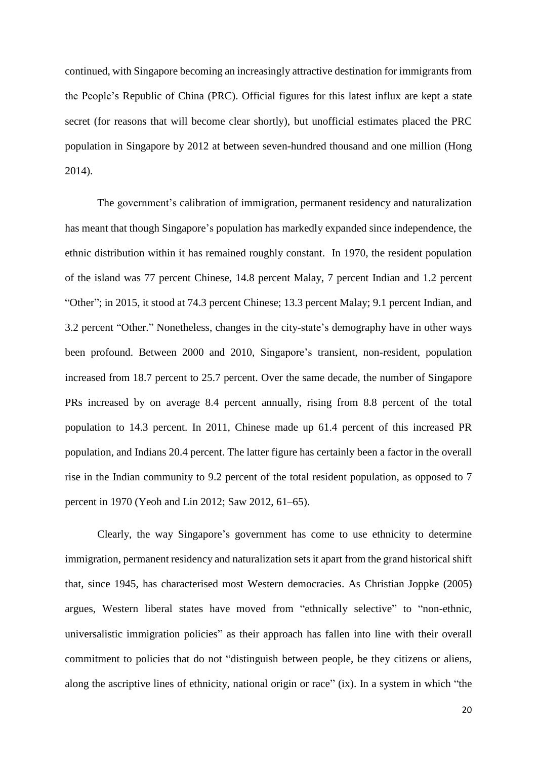continued, with Singapore becoming an increasingly attractive destination for immigrants from the People's Republic of China (PRC). Official figures for this latest influx are kept a state secret (for reasons that will become clear shortly), but unofficial estimates placed the PRC population in Singapore by 2012 at between seven-hundred thousand and one million (Hong 2014).

The government's calibration of immigration, permanent residency and naturalization has meant that though Singapore's population has markedly expanded since independence, the ethnic distribution within it has remained roughly constant. In 1970, the resident population of the island was 77 percent Chinese, 14.8 percent Malay, 7 percent Indian and 1.2 percent "Other"; in 2015, it stood at 74.3 percent Chinese; 13.3 percent Malay; 9.1 percent Indian, and 3.2 percent "Other." Nonetheless, changes in the city-state's demography have in other ways been profound. Between 2000 and 2010, Singapore's transient, non-resident, population increased from 18.7 percent to 25.7 percent. Over the same decade, the number of Singapore PRs increased by on average 8.4 percent annually, rising from 8.8 percent of the total population to 14.3 percent. In 2011, Chinese made up 61.4 percent of this increased PR population, and Indians 20.4 percent. The latter figure has certainly been a factor in the overall rise in the Indian community to 9.2 percent of the total resident population, as opposed to 7 percent in 1970 (Yeoh and Lin 2012; Saw 2012, 61–65).

Clearly, the way Singapore's government has come to use ethnicity to determine immigration, permanent residency and naturalization sets it apart from the grand historical shift that, since 1945, has characterised most Western democracies. As Christian Joppke (2005) argues, Western liberal states have moved from "ethnically selective" to "non-ethnic, universalistic immigration policies" as their approach has fallen into line with their overall commitment to policies that do not "distinguish between people, be they citizens or aliens, along the ascriptive lines of ethnicity, national origin or race" (ix). In a system in which "the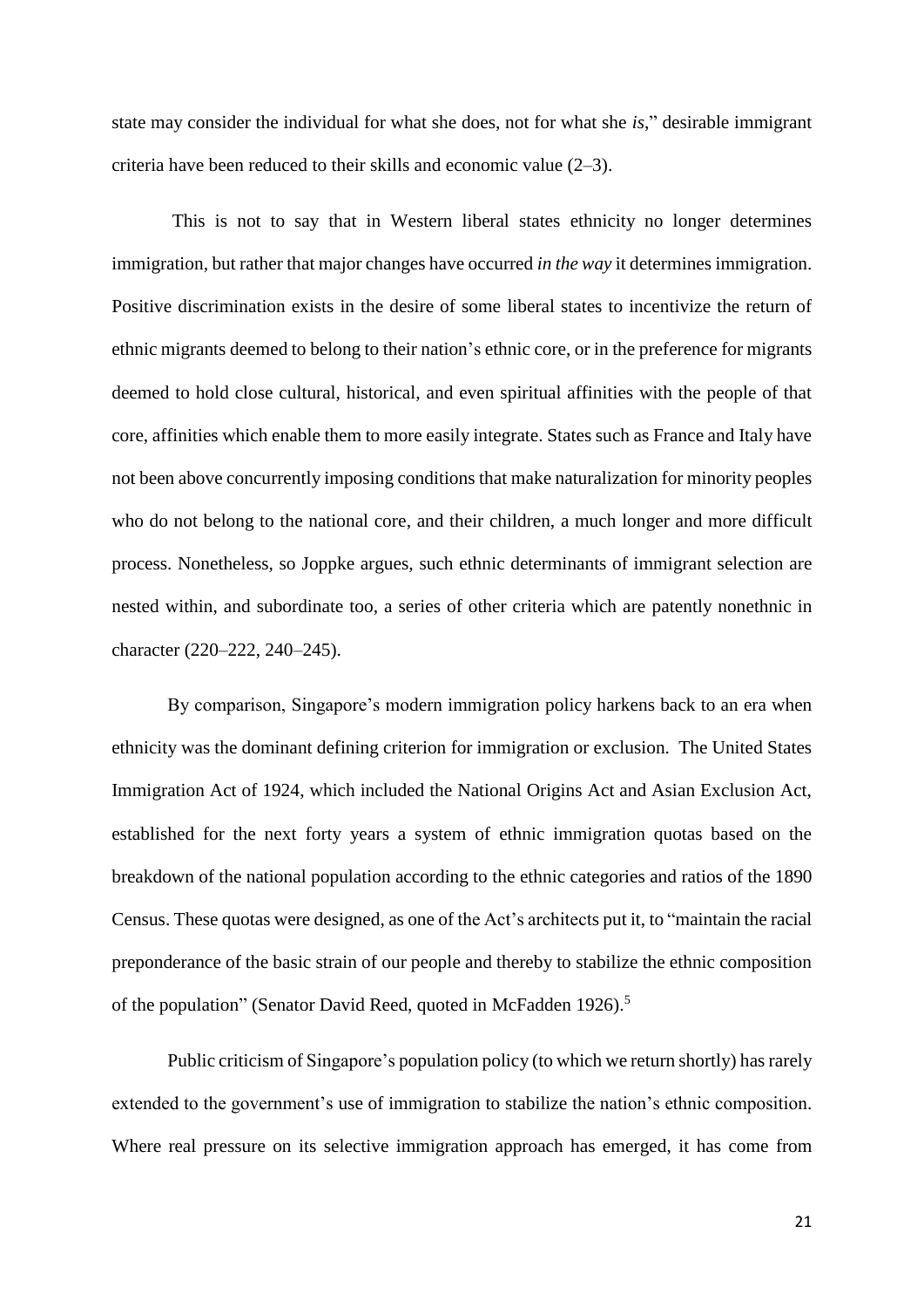state may consider the individual for what she does, not for what she *is*," desirable immigrant criteria have been reduced to their skills and economic value (2–3).

This is not to say that in Western liberal states ethnicity no longer determines immigration, but rather that major changes have occurred *in the way* it determines immigration. Positive discrimination exists in the desire of some liberal states to incentivize the return of ethnic migrants deemed to belong to their nation's ethnic core, or in the preference for migrants deemed to hold close cultural, historical, and even spiritual affinities with the people of that core, affinities which enable them to more easily integrate. States such as France and Italy have not been above concurrently imposing conditions that make naturalization for minority peoples who do not belong to the national core, and their children, a much longer and more difficult process. Nonetheless, so Joppke argues, such ethnic determinants of immigrant selection are nested within, and subordinate too, a series of other criteria which are patently nonethnic in character (220–222, 240–245).

By comparison, Singapore's modern immigration policy harkens back to an era when ethnicity was the dominant defining criterion for immigration or exclusion. The United States Immigration Act of 1924, which included the National Origins Act and Asian Exclusion Act, established for the next forty years a system of ethnic immigration quotas based on the breakdown of the national population according to the ethnic categories and ratios of the 1890 Census. These quotas were designed, as one of the Act's architects put it, to "maintain the racial preponderance of the basic strain of our people and thereby to stabilize the ethnic composition of the population" (Senator David Reed, quoted in McFadden 1926).[5]

Public criticism of Singapore's population policy (to which we return shortly) has rarely extended to the government's use of immigration to stabilize the nation's ethnic composition. Where real pressure on its selective immigration approach has emerged, it has come from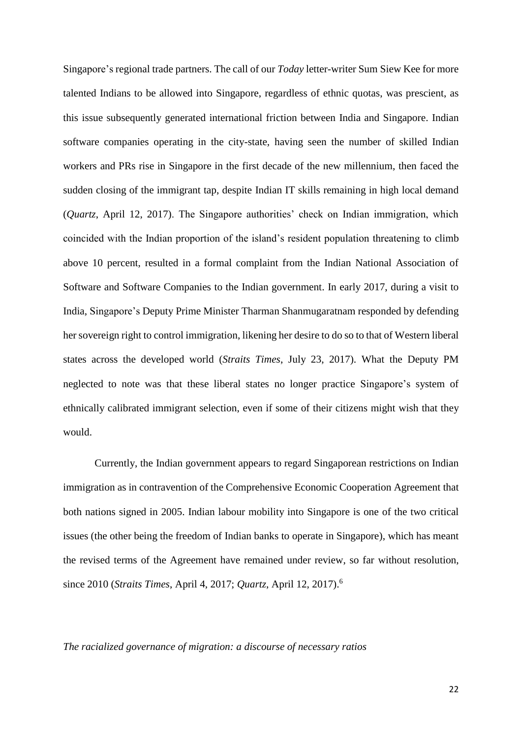Singapore's regional trade partners. The call of our *Today* letter-writer Sum Siew Kee for more talented Indians to be allowed into Singapore, regardless of ethnic quotas, was prescient, as this issue subsequently generated international friction between India and Singapore. Indian software companies operating in the city-state, having seen the number of skilled Indian workers and PRs rise in Singapore in the first decade of the new millennium, then faced the sudden closing of the immigrant tap, despite Indian IT skills remaining in high local demand (*Quartz*, April 12, 2017). The Singapore authorities' check on Indian immigration, which coincided with the Indian proportion of the island's resident population threatening to climb above 10 percent, resulted in a formal complaint from the Indian National Association of Software and Software Companies to the Indian government. In early 2017, during a visit to India, Singapore's Deputy Prime Minister Tharman Shanmugaratnam responded by defending her sovereign right to control immigration, likening her desire to do so to that of Western liberal states across the developed world (*Straits Times*, July 23, 2017). What the Deputy PM neglected to note was that these liberal states no longer practice Singapore's system of ethnically calibrated immigrant selection, even if some of their citizens might wish that they would.

Currently, the Indian government appears to regard Singaporean restrictions on Indian immigration as in contravention of the Comprehensive Economic Cooperation Agreement that both nations signed in 2005. Indian labour mobility into Singapore is one of the two critical issues (the other being the freedom of Indian banks to operate in Singapore), which has meant the revised terms of the Agreement have remained under review, so far without resolution, since 2010 (*Straits Times*, April 4, 2017; *Quartz*, April 12, 2017).[6]

*The racialized governance of migration: a discourse of necessary ratios*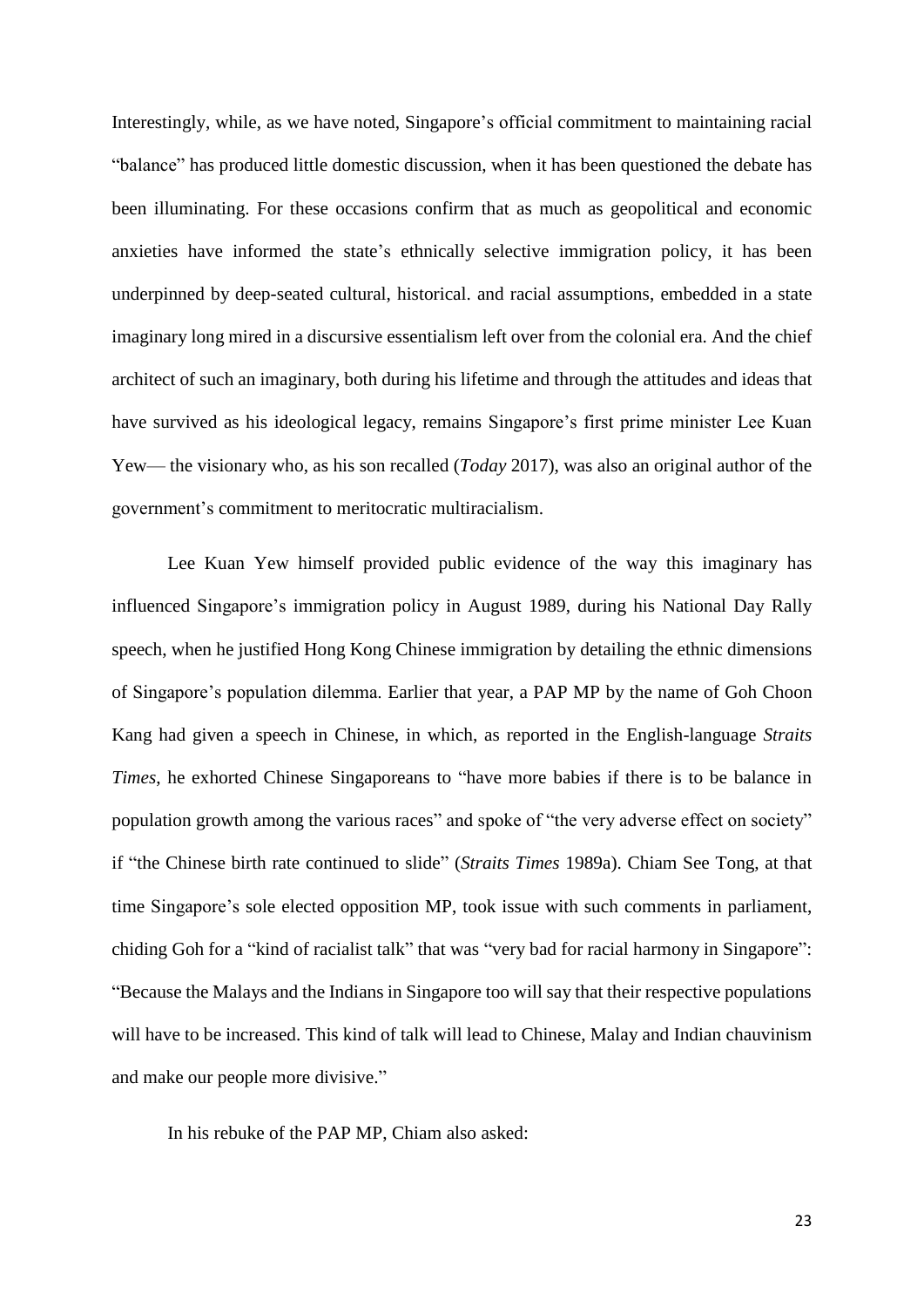Interestingly, while, as we have noted, Singapore's official commitment to maintaining racial "balance" has produced little domestic discussion, when it has been questioned the debate has been illuminating. For these occasions confirm that as much as geopolitical and economic anxieties have informed the state's ethnically selective immigration policy, it has been underpinned by deep-seated cultural, historical. and racial assumptions, embedded in a state imaginary long mired in a discursive essentialism left over from the colonial era. And the chief architect of such an imaginary, both during his lifetime and through the attitudes and ideas that have survived as his ideological legacy, remains Singapore's first prime minister Lee Kuan Yew— the visionary who, as his son recalled (*Today* 2017), was also an original author of the government's commitment to meritocratic multiracialism.

Lee Kuan Yew himself provided public evidence of the way this imaginary has influenced Singapore's immigration policy in August 1989, during his National Day Rally speech, when he justified Hong Kong Chinese immigration by detailing the ethnic dimensions of Singapore's population dilemma. Earlier that year, a PAP MP by the name of Goh Choon Kang had given a speech in Chinese, in which, as reported in the English-language *Straits Times*, he exhorted Chinese Singaporeans to "have more babies if there is to be balance in population growth among the various races" and spoke of "the very adverse effect on society" if "the Chinese birth rate continued to slide" (*Straits Times* 1989a). Chiam See Tong, at that time Singapore's sole elected opposition MP, took issue with such comments in parliament, chiding Goh for a "kind of racialist talk" that was "very bad for racial harmony in Singapore": "Because the Malays and the Indians in Singapore too will say that their respective populations will have to be increased. This kind of talk will lead to Chinese, Malay and Indian chauvinism and make our people more divisive."

In his rebuke of the PAP MP, Chiam also asked: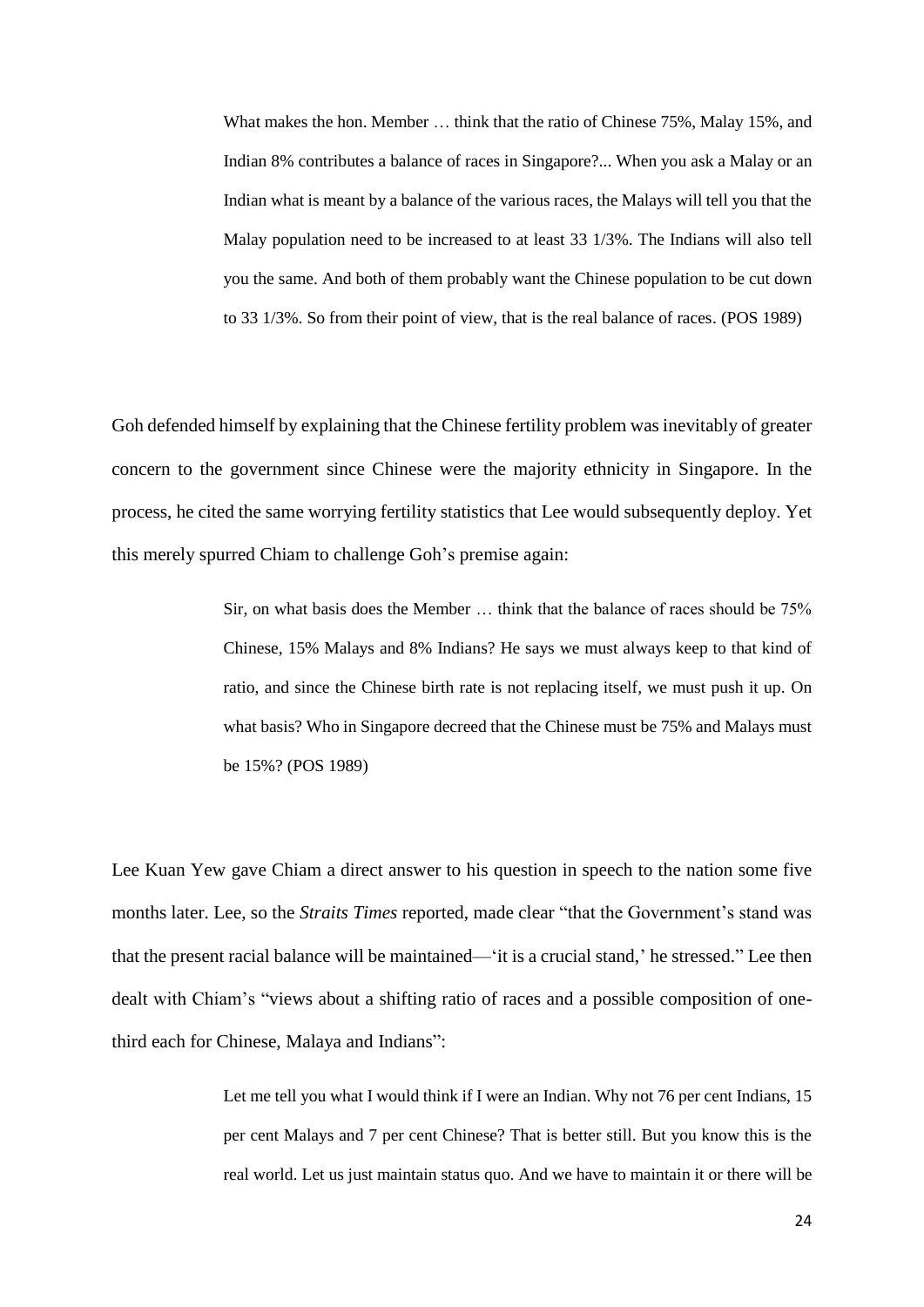> What makes the hon. Member … think that the ratio of Chinese 75%, Malay 15%, and Indian 8% contributes a balance of races in Singapore?... When you ask a Malay or an Indian what is meant by a balance of the various races, the Malays will tell you that the Malay population need to be increased to at least 33 1/3%. The Indians will also tell you the same. And both of them probably want the Chinese population to be cut down to 33 1/3%. So from their point of view, that is the real balance of races. (POS 1989)

Goh defended himself by explaining that the Chinese fertility problem was inevitably of greater concern to the government since Chinese were the majority ethnicity in Singapore. In the process, he cited the same worrying fertility statistics that Lee would subsequently deploy. Yet this merely spurred Chiam to challenge Goh's premise again:

> Sir, on what basis does the Member … think that the balance of races should be 75% Chinese, 15% Malays and 8% Indians? He says we must always keep to that kind of ratio, and since the Chinese birth rate is not replacing itself, we must push it up. On what basis? Who in Singapore decreed that the Chinese must be 75% and Malays must be 15%? (POS 1989)

Lee Kuan Yew gave Chiam a direct answer to his question in speech to the nation some five months later. Lee, so the *Straits Times* reported, made clear "that the Government's stand was that the present racial balance will be maintained—'it is a crucial stand,' he stressed." Lee then dealt with Chiam's "views about a shifting ratio of races and a possible composition of one-third each for Chinese, Malaya and Indians":

> Let me tell you what I would think if I were an Indian. Why not 76 per cent Indians, 15 per cent Malays and 7 per cent Chinese? That is better still. But you know this is the real world. Let us just maintain status quo. And we have to maintain it or there will be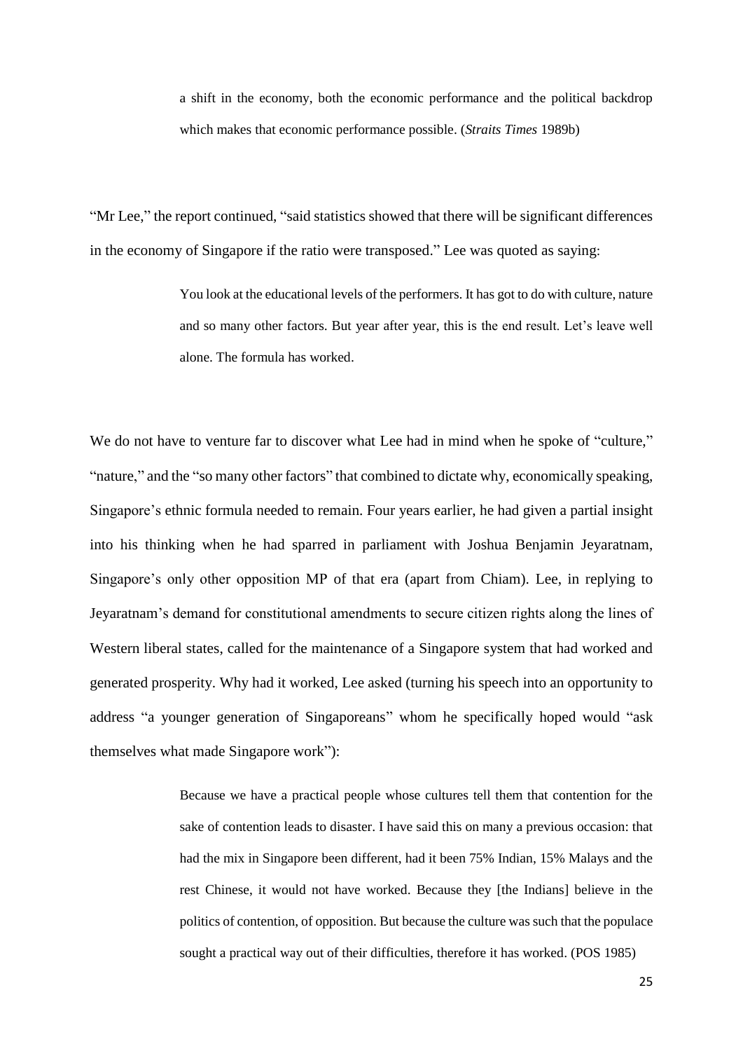> a shift in the economy, both the economic performance and the political backdrop which makes that economic performance possible. (*Straits Times* 1989b)

"Mr Lee," the report continued, "said statistics showed that there will be significant differences in the economy of Singapore if the ratio were transposed." Lee was quoted as saying:

> You look at the educational levels of the performers. It has got to do with culture, nature and so many other factors. But year after year, this is the end result. Let's leave well alone. The formula has worked.

We do not have to venture far to discover what Lee had in mind when he spoke of "culture," "nature," and the "so many other factors" that combined to dictate why, economically speaking, Singapore's ethnic formula needed to remain. Four years earlier, he had given a partial insight into his thinking when he had sparred in parliament with Joshua Benjamin Jeyaratnam, Singapore's only other opposition MP of that era (apart from Chiam). Lee, in replying to Jeyaratnam's demand for constitutional amendments to secure citizen rights along the lines of Western liberal states, called for the maintenance of a Singapore system that had worked and generated prosperity. Why had it worked, Lee asked (turning his speech into an opportunity to address "a younger generation of Singaporeans" whom he specifically hoped would "ask themselves what made Singapore work"):

> Because we have a practical people whose cultures tell them that contention for the sake of contention leads to disaster. I have said this on many a previous occasion: that had the mix in Singapore been different, had it been 75% Indian, 15% Malays and the rest Chinese, it would not have worked. Because they [the Indians] believe in the politics of contention, of opposition. But because the culture was such that the populace sought a practical way out of their difficulties, therefore it has worked. (POS 1985)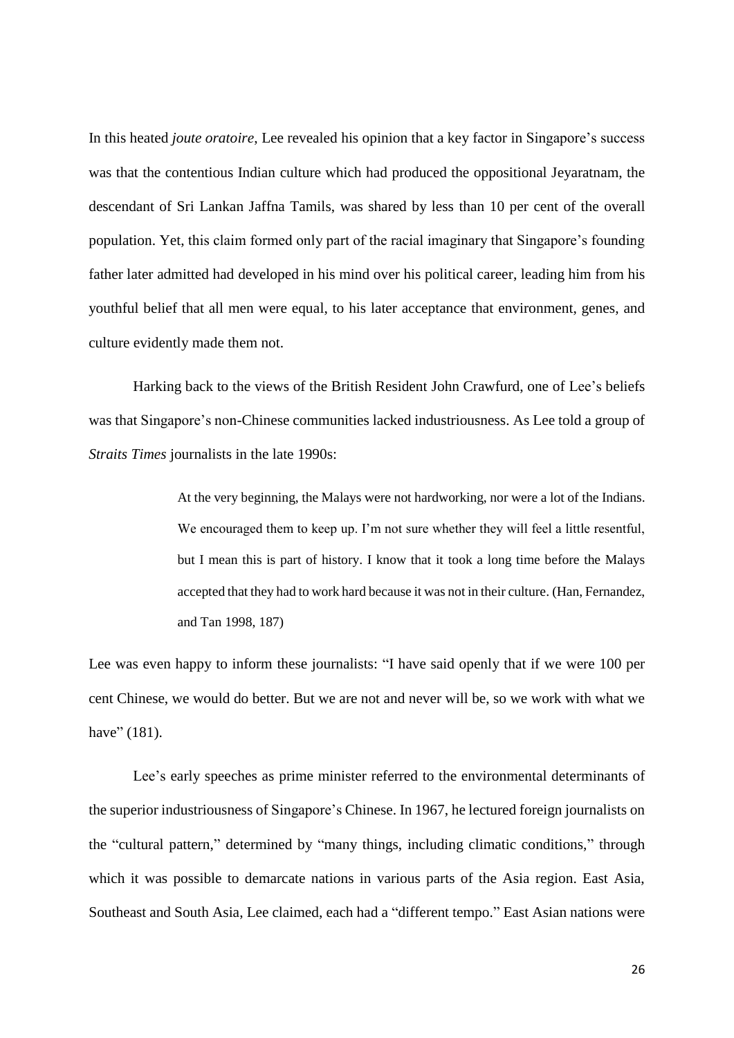In this heated *joute oratoire*, Lee revealed his opinion that a key factor in Singapore's success was that the contentious Indian culture which had produced the oppositional Jeyaratnam, the descendant of Sri Lankan Jaffna Tamils, was shared by less than 10 per cent of the overall population. Yet, this claim formed only part of the racial imaginary that Singapore's founding father later admitted had developed in his mind over his political career, leading him from his youthful belief that all men were equal, to his later acceptance that environment, genes, and culture evidently made them not.

Harking back to the views of the British Resident John Crawfurd, one of Lee's beliefs was that Singapore's non-Chinese communities lacked industriousness. As Lee told a group of *Straits Times* journalists in the late 1990s:

> At the very beginning, the Malays were not hardworking, nor were a lot of the Indians. We encouraged them to keep up. I'm not sure whether they will feel a little resentful, but I mean this is part of history. I know that it took a long time before the Malays accepted that they had to work hard because it was not in their culture. (Han, Fernandez, and Tan 1998, 187)

Lee was even happy to inform these journalists: "I have said openly that if we were 100 per cent Chinese, we would do better. But we are not and never will be, so we work with what we have" (181).

Lee's early speeches as prime minister referred to the environmental determinants of the superior industriousness of Singapore's Chinese. In 1967, he lectured foreign journalists on the "cultural pattern," determined by "many things, including climatic conditions," through which it was possible to demarcate nations in various parts of the Asia region. East Asia, Southeast and South Asia, Lee claimed, each had a "different tempo." East Asian nations were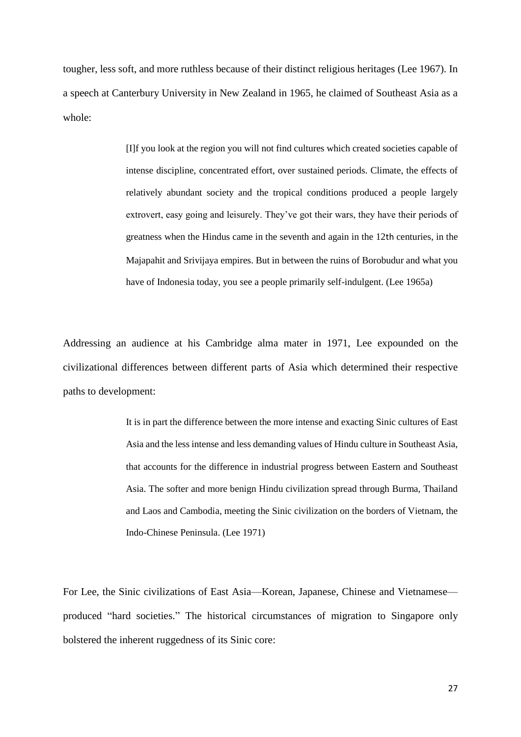tougher, less soft, and more ruthless because of their distinct religious heritages (Lee 1967). In a speech at Canterbury University in New Zealand in 1965, he claimed of Southeast Asia as a whole:

> [I]f you look at the region you will not find cultures which created societies capable of intense discipline, concentrated effort, over sustained periods. Climate, the effects of relatively abundant society and the tropical conditions produced a people largely extrovert, easy going and leisurely. They've got their wars, they have their periods of greatness when the Hindus came in the seventh and again in the 12th centuries, in the Majapahit and Srivijaya empires. But in between the ruins of Borobudur and what you have of Indonesia today, you see a people primarily self-indulgent. (Lee 1965a)

Addressing an audience at his Cambridge alma mater in 1971, Lee expounded on the civilizational differences between different parts of Asia which determined their respective paths to development:

> It is in part the difference between the more intense and exacting Sinic cultures of East Asia and the less intense and less demanding values of Hindu culture in Southeast Asia, that accounts for the difference in industrial progress between Eastern and Southeast Asia. The softer and more benign Hindu civilization spread through Burma, Thailand and Laos and Cambodia, meeting the Sinic civilization on the borders of Vietnam, the Indo-Chinese Peninsula. (Lee 1971)

For Lee, the Sinic civilizations of East Asia—Korean, Japanese, Chinese and Vietnamese—produced "hard societies." The historical circumstances of migration to Singapore only bolstered the inherent ruggedness of its Sinic core: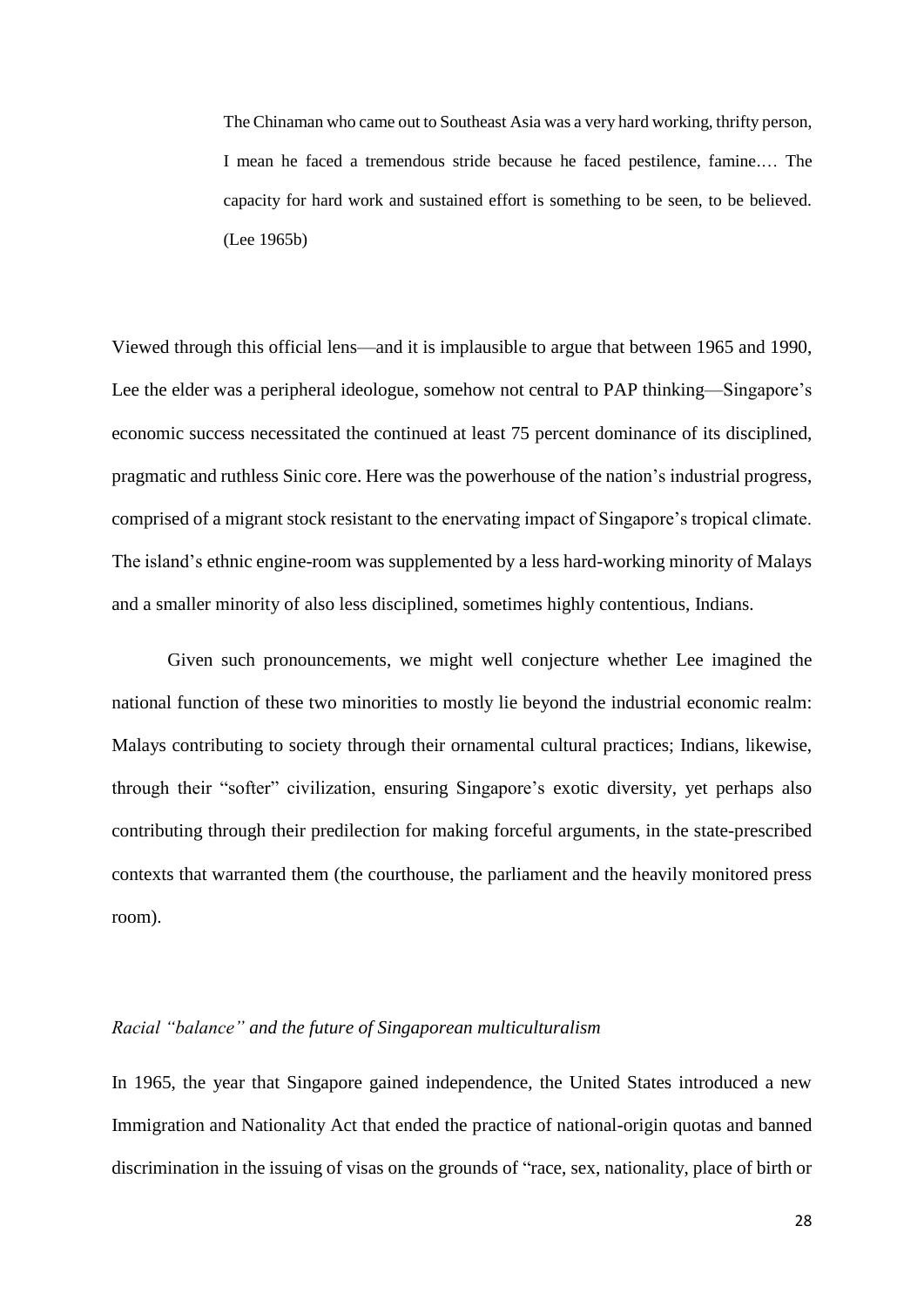> The Chinaman who came out to Southeast Asia was a very hard working, thrifty person, I mean he faced a tremendous stride because he faced pestilence, famine.… The capacity for hard work and sustained effort is something to be seen, to be believed. (Lee 1965b)

Viewed through this official lens—and it is implausible to argue that between 1965 and 1990, Lee the elder was a peripheral ideologue, somehow not central to PAP thinking—Singapore's economic success necessitated the continued at least 75 percent dominance of its disciplined, pragmatic and ruthless Sinic core. Here was the powerhouse of the nation's industrial progress, comprised of a migrant stock resistant to the enervating impact of Singapore's tropical climate. The island's ethnic engine-room was supplemented by a less hard-working minority of Malays and a smaller minority of also less disciplined, sometimes highly contentious, Indians.

Given such pronouncements, we might well conjecture whether Lee imagined the national function of these two minorities to mostly lie beyond the industrial economic realm: Malays contributing to society through their ornamental cultural practices; Indians, likewise, through their "softer" civilization, ensuring Singapore's exotic diversity, yet perhaps also contributing through their predilection for making forceful arguments, in the state-prescribed contexts that warranted them (the courthouse, the parliament and the heavily monitored press room).

### *Racial "balance" and the future of Singaporean multiculturalism*

In 1965, the year that Singapore gained independence, the United States introduced a new Immigration and Nationality Act that ended the practice of national-origin quotas and banned discrimination in the issuing of visas on the grounds of "race, sex, nationality, place of birth or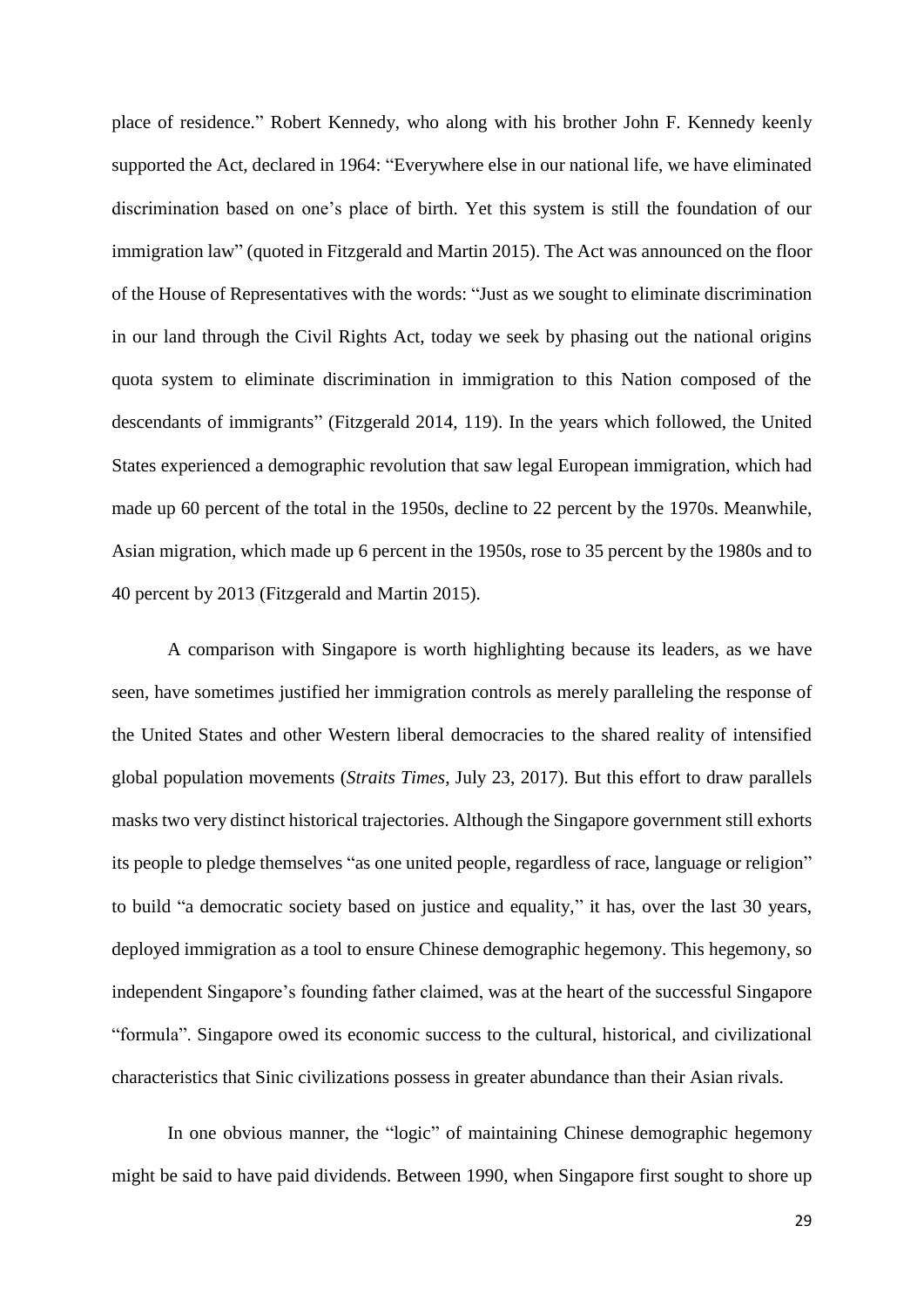place of residence." Robert Kennedy, who along with his brother John F. Kennedy keenly supported the Act, declared in 1964: "Everywhere else in our national life, we have eliminated discrimination based on one's place of birth. Yet this system is still the foundation of our immigration law" (quoted in Fitzgerald and Martin 2015). The Act was announced on the floor of the House of Representatives with the words: "Just as we sought to eliminate discrimination in our land through the Civil Rights Act, today we seek by phasing out the national origins quota system to eliminate discrimination in immigration to this Nation composed of the descendants of immigrants" (Fitzgerald 2014, 119). In the years which followed, the United States experienced a demographic revolution that saw legal European immigration, which had made up 60 percent of the total in the 1950s, decline to 22 percent by the 1970s. Meanwhile, Asian migration, which made up 6 percent in the 1950s, rose to 35 percent by the 1980s and to 40 percent by 2013 (Fitzgerald and Martin 2015).

A comparison with Singapore is worth highlighting because its leaders, as we have seen, have sometimes justified her immigration controls as merely paralleling the response of the United States and other Western liberal democracies to the shared reality of intensified global population movements (*Straits Times*, July 23, 2017). But this effort to draw parallels masks two very distinct historical trajectories. Although the Singapore government still exhorts its people to pledge themselves "as one united people, regardless of race, language or religion" to build "a democratic society based on justice and equality," it has, over the last 30 years, deployed immigration as a tool to ensure Chinese demographic hegemony. This hegemony, so independent Singapore's founding father claimed, was at the heart of the successful Singapore "formula". Singapore owed its economic success to the cultural, historical, and civilizational characteristics that Sinic civilizations possess in greater abundance than their Asian rivals.

In one obvious manner, the "logic" of maintaining Chinese demographic hegemony might be said to have paid dividends. Between 1990, when Singapore first sought to shore up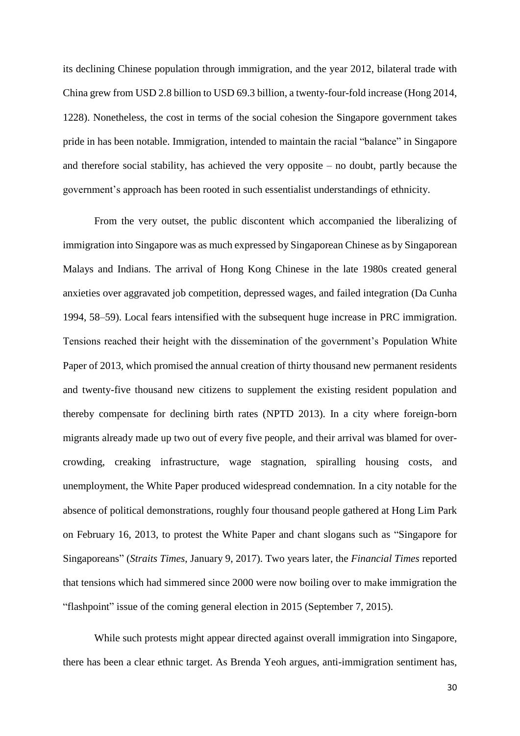its declining Chinese population through immigration, and the year 2012, bilateral trade with China grew from USD 2.8 billion to USD 69.3 billion, a twenty-four-fold increase (Hong 2014, 1228). Nonetheless, the cost in terms of the social cohesion the Singapore government takes pride in has been notable. Immigration, intended to maintain the racial "balance" in Singapore and therefore social stability, has achieved the very opposite – no doubt, partly because the government's approach has been rooted in such essentialist understandings of ethnicity.

From the very outset, the public discontent which accompanied the liberalizing of immigration into Singapore was as much expressed by Singaporean Chinese as by Singaporean Malays and Indians. The arrival of Hong Kong Chinese in the late 1980s created general anxieties over aggravated job competition, depressed wages, and failed integration (Da Cunha 1994, 58–59). Local fears intensified with the subsequent huge increase in PRC immigration. Tensions reached their height with the dissemination of the government's Population White Paper of 2013, which promised the annual creation of thirty thousand new permanent residents and twenty-five thousand new citizens to supplement the existing resident population and thereby compensate for declining birth rates (NPTD 2013). In a city where foreign-born migrants already made up two out of every five people, and their arrival was blamed for over-crowding, creaking infrastructure, wage stagnation, spiralling housing costs, and unemployment, the White Paper produced widespread condemnation. In a city notable for the absence of political demonstrations, roughly four thousand people gathered at Hong Lim Park on February 16, 2013, to protest the White Paper and chant slogans such as "Singapore for Singaporeans" (*Straits Times*, January 9, 2017). Two years later, the *Financial Times* reported that tensions which had simmered since 2000 were now boiling over to make immigration the "flashpoint" issue of the coming general election in 2015 (September 7, 2015).

While such protests might appear directed against overall immigration into Singapore, there has been a clear ethnic target. As Brenda Yeoh argues, anti-immigration sentiment has,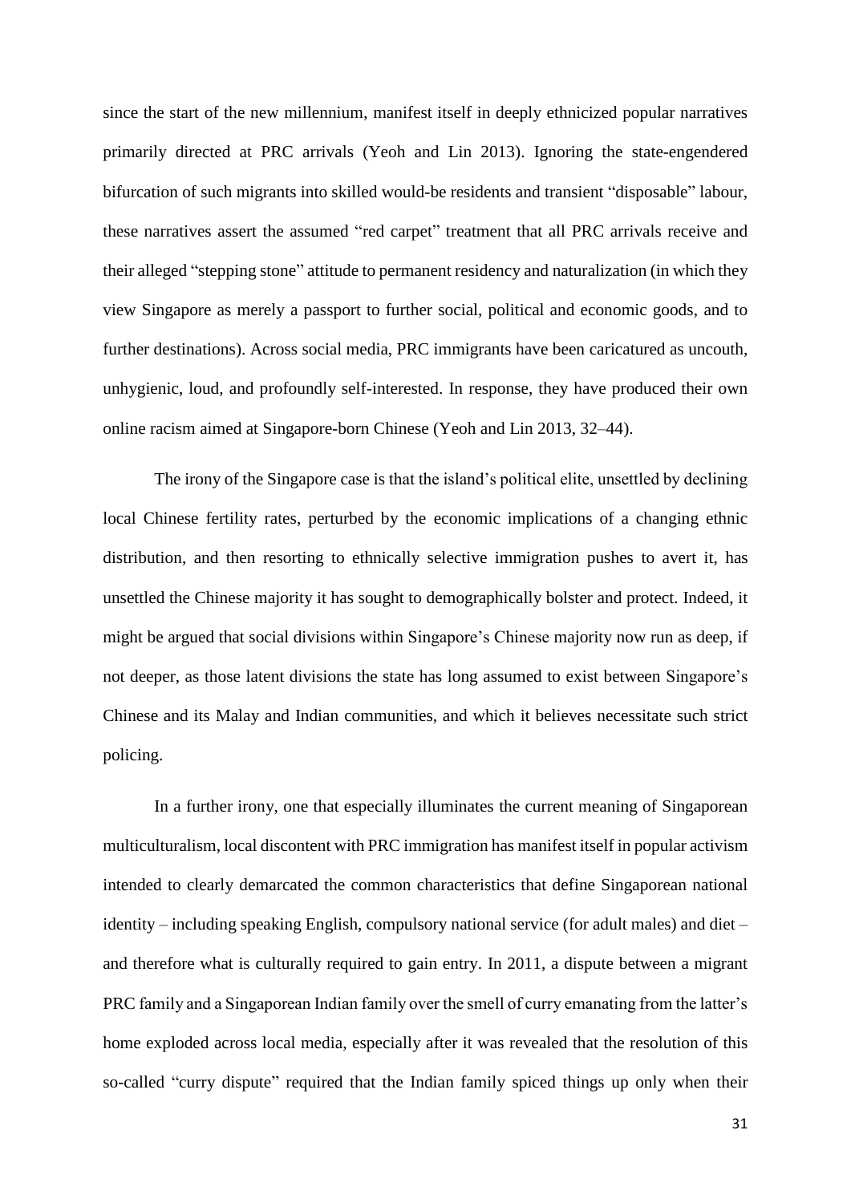since the start of the new millennium, manifest itself in deeply ethnicized popular narratives primarily directed at PRC arrivals (Yeoh and Lin 2013). Ignoring the state-engendered bifurcation of such migrants into skilled would-be residents and transient "disposable" labour, these narratives assert the assumed "red carpet" treatment that all PRC arrivals receive and their alleged "stepping stone" attitude to permanent residency and naturalization (in which they view Singapore as merely a passport to further social, political and economic goods, and to further destinations). Across social media, PRC immigrants have been caricatured as uncouth, unhygienic, loud, and profoundly self-interested. In response, they have produced their own online racism aimed at Singapore-born Chinese (Yeoh and Lin 2013, 32–44).

The irony of the Singapore case is that the island's political elite, unsettled by declining local Chinese fertility rates, perturbed by the economic implications of a changing ethnic distribution, and then resorting to ethnically selective immigration pushes to avert it, has unsettled the Chinese majority it has sought to demographically bolster and protect. Indeed, it might be argued that social divisions within Singapore's Chinese majority now run as deep, if not deeper, as those latent divisions the state has long assumed to exist between Singapore's Chinese and its Malay and Indian communities, and which it believes necessitate such strict policing.

In a further irony, one that especially illuminates the current meaning of Singaporean multiculturalism, local discontent with PRC immigration has manifest itself in popular activism intended to clearly demarcated the common characteristics that define Singaporean national identity – including speaking English, compulsory national service (for adult males) and diet – and therefore what is culturally required to gain entry. In 2011, a dispute between a migrant PRC family and a Singaporean Indian family over the smell of curry emanating from the latter's home exploded across local media, especially after it was revealed that the resolution of this so-called "curry dispute" required that the Indian family spiced things up only when their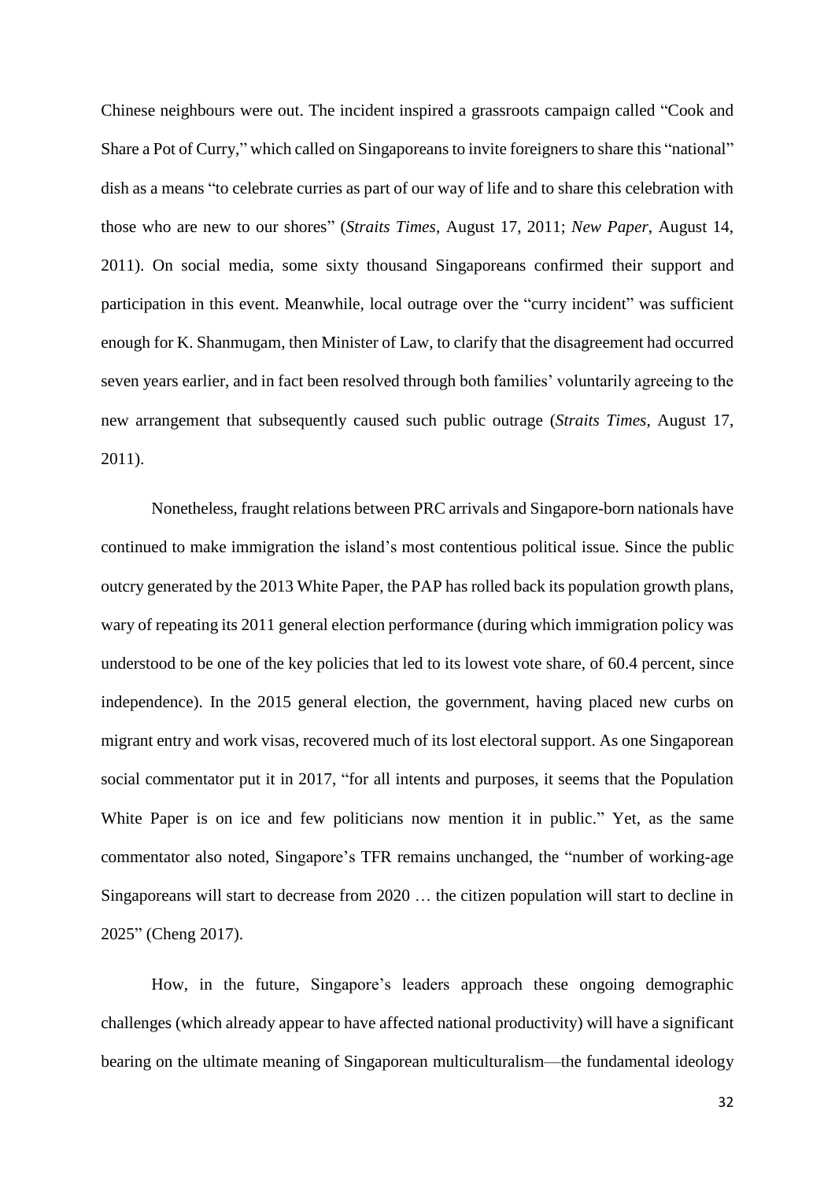Chinese neighbours were out. The incident inspired a grassroots campaign called "Cook and Share a Pot of Curry," which called on Singaporeans to invite foreigners to share this "national" dish as a means "to celebrate curries as part of our way of life and to share this celebration with those who are new to our shores" (*Straits Times*, August 17, 2011; *New Paper*, August 14, 2011). On social media, some sixty thousand Singaporeans confirmed their support and participation in this event. Meanwhile, local outrage over the "curry incident" was sufficient enough for K. Shanmugam, then Minister of Law, to clarify that the disagreement had occurred seven years earlier, and in fact been resolved through both families' voluntarily agreeing to the new arrangement that subsequently caused such public outrage (*Straits Times*, August 17, 2011).

Nonetheless, fraught relations between PRC arrivals and Singapore-born nationals have continued to make immigration the island's most contentious political issue. Since the public outcry generated by the 2013 White Paper, the PAP has rolled back its population growth plans, wary of repeating its 2011 general election performance (during which immigration policy was understood to be one of the key policies that led to its lowest vote share, of 60.4 percent, since independence). In the 2015 general election, the government, having placed new curbs on migrant entry and work visas, recovered much of its lost electoral support. As one Singaporean social commentator put it in 2017, "for all intents and purposes, it seems that the Population White Paper is on ice and few politicians now mention it in public." Yet, as the same commentator also noted, Singapore's TFR remains unchanged, the "number of working-age Singaporeans will start to decrease from 2020 … the citizen population will start to decline in 2025" (Cheng 2017).

How, in the future, Singapore's leaders approach these ongoing demographic challenges (which already appear to have affected national productivity) will have a significant bearing on the ultimate meaning of Singaporean multiculturalism—the fundamental ideology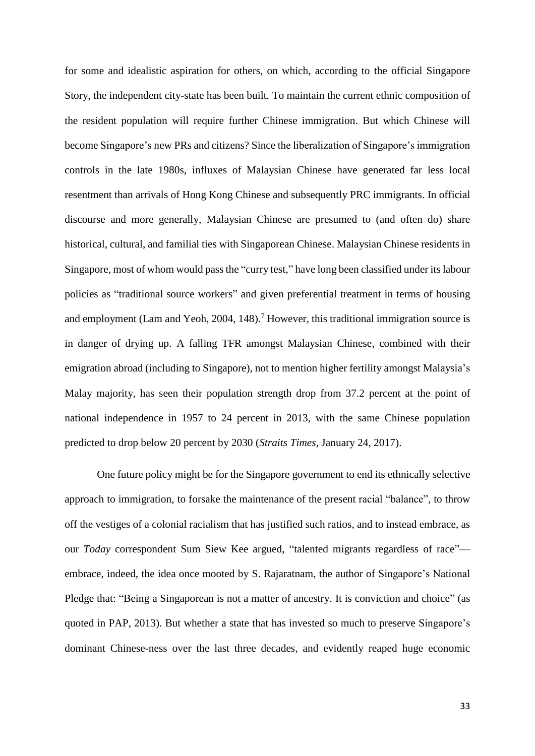for some and idealistic aspiration for others, on which, according to the official Singapore Story, the independent city-state has been built. To maintain the current ethnic composition of the resident population will require further Chinese immigration. But which Chinese will become Singapore's new PRs and citizens? Since the liberalization of Singapore's immigration controls in the late 1980s, influxes of Malaysian Chinese have generated far less local resentment than arrivals of Hong Kong Chinese and subsequently PRC immigrants. In official discourse and more generally, Malaysian Chinese are presumed to (and often do) share historical, cultural, and familial ties with Singaporean Chinese. Malaysian Chinese residents in Singapore, most of whom would pass the "curry test," have long been classified under its labour policies as "traditional source workers" and given preferential treatment in terms of housing and employment (Lam and Yeoh, 2004, 148).[7] However, this traditional immigration source is in danger of drying up. A falling TFR amongst Malaysian Chinese, combined with their emigration abroad (including to Singapore), not to mention higher fertility amongst Malaysia's Malay majority, has seen their population strength drop from 37.2 percent at the point of national independence in 1957 to 24 percent in 2013, with the same Chinese population predicted to drop below 20 percent by 2030 (*Straits Times*, January 24, 2017).

One future policy might be for the Singapore government to end its ethnically selective approach to immigration, to forsake the maintenance of the present racial "balance", to throw off the vestiges of a colonial racialism that has justified such ratios, and to instead embrace, as our *Today* correspondent Sum Siew Kee argued, "talented migrants regardless of race"—embrace, indeed, the idea once mooted by S. Rajaratnam, the author of Singapore's National Pledge that: "Being a Singaporean is not a matter of ancestry. It is conviction and choice" (as quoted in PAP, 2013). But whether a state that has invested so much to preserve Singapore's dominant Chinese-ness over the last three decades, and evidently reaped huge economic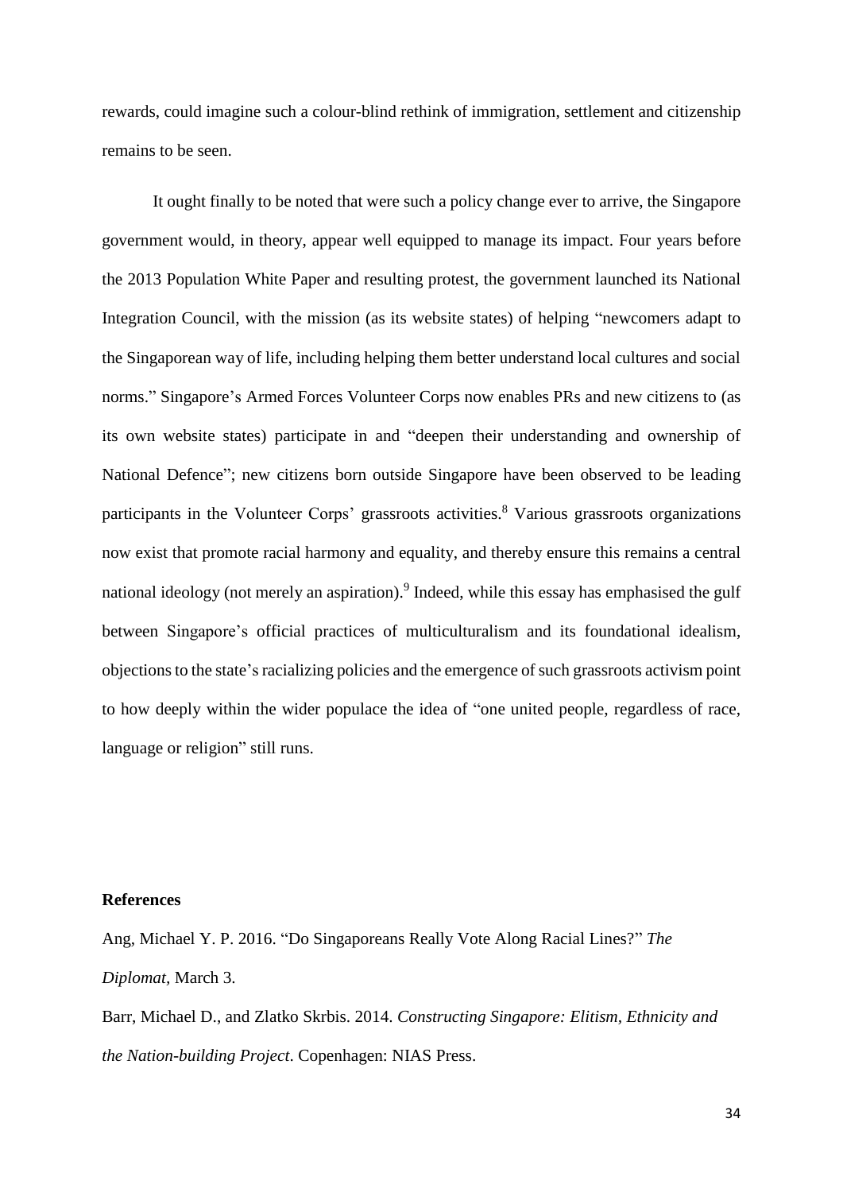rewards, could imagine such a colour-blind rethink of immigration, settlement and citizenship remains to be seen.

It ought finally to be noted that were such a policy change ever to arrive, the Singapore government would, in theory, appear well equipped to manage its impact. Four years before the 2013 Population White Paper and resulting protest, the government launched its National Integration Council, with the mission (as its website states) of helping "newcomers adapt to the Singaporean way of life, including helping them better understand local cultures and social norms." Singapore's Armed Forces Volunteer Corps now enables PRs and new citizens to (as its own website states) participate in and "deepen their understanding and ownership of National Defence"; new citizens born outside Singapore have been observed to be leading participants in the Volunteer Corps' grassroots activities.[8] Various grassroots organizations now exist that promote racial harmony and equality, and thereby ensure this remains a central national ideology (not merely an aspiration).[9] Indeed, while this essay has emphasised the gulf between Singapore's official practices of multiculturalism and its foundational idealism, objections to the state's racializing policies and the emergence of such grassroots activism point to how deeply within the wider populace the idea of "one united people, regardless of race, language or religion" still runs.

**References**

Ang, Michael Y. P. 2016. "Do Singaporeans Really Vote Along Racial Lines?" *The Diplomat*, March 3.

Barr, Michael D., and Zlatko Skrbis. 2014. *Constructing Singapore: Elitism, Ethnicity and the Nation-building Project*. Copenhagen: NIAS Press.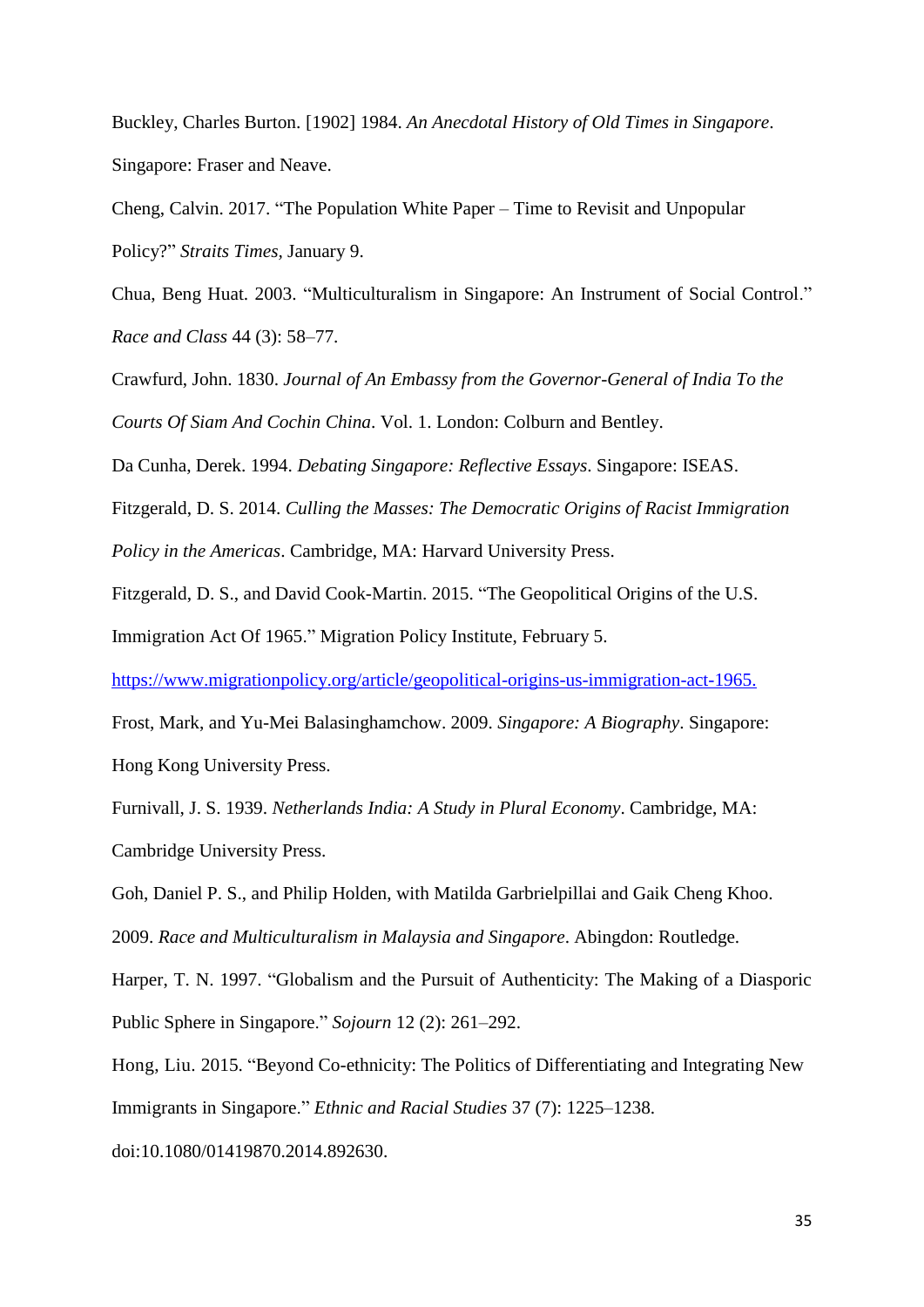Buckley, Charles Burton. [1902] 1984. *An Anecdotal History of Old Times in Singapore*. Singapore: Fraser and Neave.

Cheng, Calvin. 2017. "The Population White Paper – Time to Revisit and Unpopular Policy?" *Straits Times*, January 9.

Chua, Beng Huat. 2003. "Multiculturalism in Singapore: An Instrument of Social Control." *Race and Class* 44 (3): 58–77.

Crawfurd, John. 1830. *Journal of An Embassy from the Governor-General of India To the Courts Of Siam And Cochin China*. Vol. 1. London: Colburn and Bentley.

Da Cunha, Derek. 1994. *Debating Singapore: Reflective Essays*. Singapore: ISEAS.

Fitzgerald, D. S. 2014. *Culling the Masses: The Democratic Origins of Racist Immigration Policy in the Americas*. Cambridge, MA: Harvard University Press.

Fitzgerald, D. S., and David Cook-Martin. 2015. "The Geopolitical Origins of the U.S. Immigration Act Of 1965." Migration Policy Institute, February 5. https://www.migrationpolicy.org/article/geopolitical-origins-us-immigration-act-1965.

Frost, Mark, and Yu-Mei Balasinghamchow. 2009. *Singapore: A Biography*. Singapore: Hong Kong University Press.

Furnivall, J. S. 1939. *Netherlands India: A Study in Plural Economy*. Cambridge, MA: Cambridge University Press.

Goh, Daniel P. S., and Philip Holden, with Matilda Garbrielpillai and Gaik Cheng Khoo. 2009. *Race and Multiculturalism in Malaysia and Singapore*. Abingdon: Routledge.

Harper, T. N. 1997. "Globalism and the Pursuit of Authenticity: The Making of a Diasporic Public Sphere in Singapore." *Sojourn* 12 (2): 261–292.

Hong, Liu. 2015. "Beyond Co-ethnicity: The Politics of Differentiating and Integrating New Immigrants in Singapore." *Ethnic and Racial Studies* 37 (7): 1225–1238. doi:10.1080/01419870.2014.892630.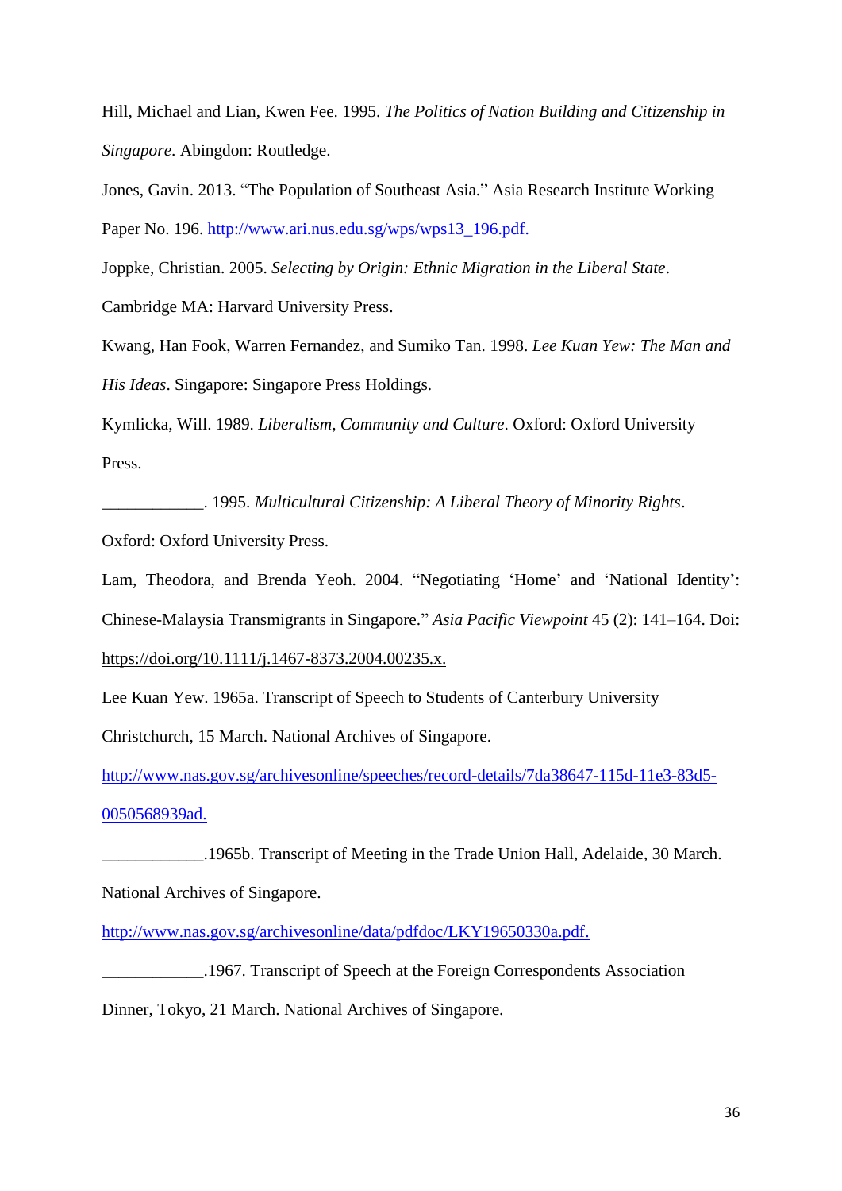Hill, Michael and Lian, Kwen Fee. 1995. *The Politics of Nation Building and Citizenship in Singapore*. Abingdon: Routledge.

Jones, Gavin. 2013. "The Population of Southeast Asia." Asia Research Institute Working Paper No. 196. http://www.ari.nus.edu.sg/wps/wps13_196.pdf.

Joppke, Christian. 2005. *Selecting by Origin: Ethnic Migration in the Liberal State*. Cambridge MA: Harvard University Press.

Kwang, Han Fook, Warren Fernandez, and Sumiko Tan. 1998. *Lee Kuan Yew: The Man and His Ideas*. Singapore: Singapore Press Holdings.

Kymlicka, Will. 1989. *Liberalism, Community and Culture*. Oxford: Oxford University Press.

____________. 1995. *Multicultural Citizenship: A Liberal Theory of Minority Rights*. Oxford: Oxford University Press.

Lam, Theodora, and Brenda Yeoh. 2004. "Negotiating 'Home' and 'National Identity': Chinese-Malaysia Transmigrants in Singapore." *Asia Pacific Viewpoint* 45 (2): 141–164. Doi: https://doi.org/10.1111/j.1467-8373.2004.00235.x.

Lee Kuan Yew. 1965a. Transcript of Speech to Students of Canterbury University Christchurch, 15 March. National Archives of Singapore. http://www.nas.gov.sg/archivesonline/speeches/record-details/7da38647-115d-11e3-83d5-0050568939ad.

____________.1965b. Transcript of Meeting in the Trade Union Hall, Adelaide, 30 March. National Archives of Singapore. http://www.nas.gov.sg/archivesonline/data/pdfdoc/LKY19650330a.pdf.

____________.1967. Transcript of Speech at the Foreign Correspondents Association Dinner, Tokyo, 21 March. National Archives of Singapore.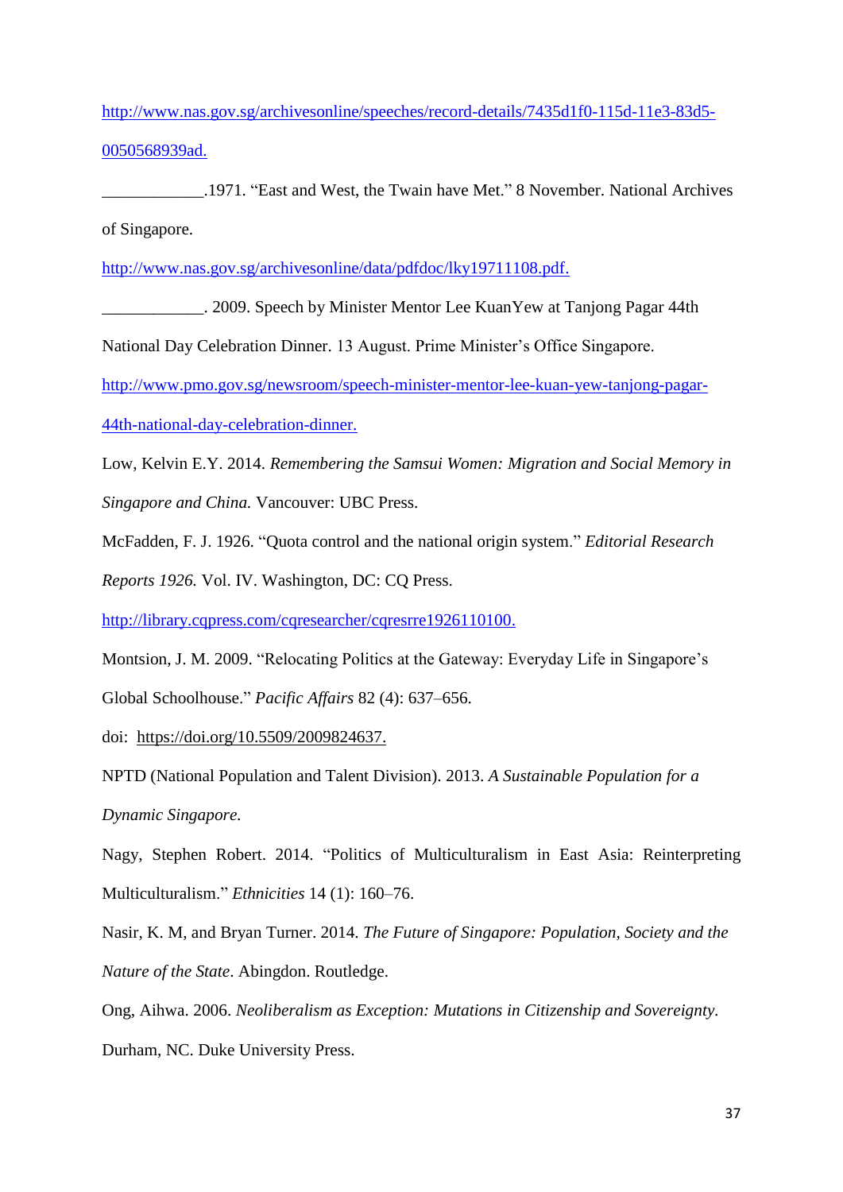http://www.nas.gov.sg/archivesonline/speeches/record-details/7435d1f0-115d-11e3-83d5-0050568939ad.

____________.1971. "East and West, the Twain have Met." 8 November. National Archives of Singapore. http://www.nas.gov.sg/archivesonline/data/pdfdoc/lky19711108.pdf.

____________. 2009. Speech by Minister Mentor Lee KuanYew at Tanjong Pagar 44th National Day Celebration Dinner. 13 August. Prime Minister's Office Singapore. http://www.pmo.gov.sg/newsroom/speech-minister-mentor-lee-kuan-yew-tanjong-pagar-44th-national-day-celebration-dinner.

Low, Kelvin E.Y. 2014. *Remembering the Samsui Women: Migration and Social Memory in Singapore and China.* Vancouver: UBC Press.

McFadden, F. J. 1926. "Quota control and the national origin system." *Editorial Research Reports 1926.* Vol. IV. Washington, DC: CQ Press. http://library.cqpress.com/cqresearcher/cqresrre1926110100.

Montsion, J. M. 2009. "Relocating Politics at the Gateway: Everyday Life in Singapore's Global Schoolhouse." *Pacific Affairs* 82 (4): 637–656. doi: https://doi.org/10.5509/2009824637.

NPTD (National Population and Talent Division). 2013. *A Sustainable Population for a Dynamic Singapore.*

Nagy, Stephen Robert. 2014. "Politics of Multiculturalism in East Asia: Reinterpreting Multiculturalism." *Ethnicities* 14 (1): 160–76.

Nasir, K. M, and Bryan Turner. 2014. *The Future of Singapore: Population, Society and the Nature of the State*. Abingdon. Routledge.

Ong, Aihwa. 2006. *Neoliberalism as Exception: Mutations in Citizenship and Sovereignty.* Durham, NC. Duke University Press.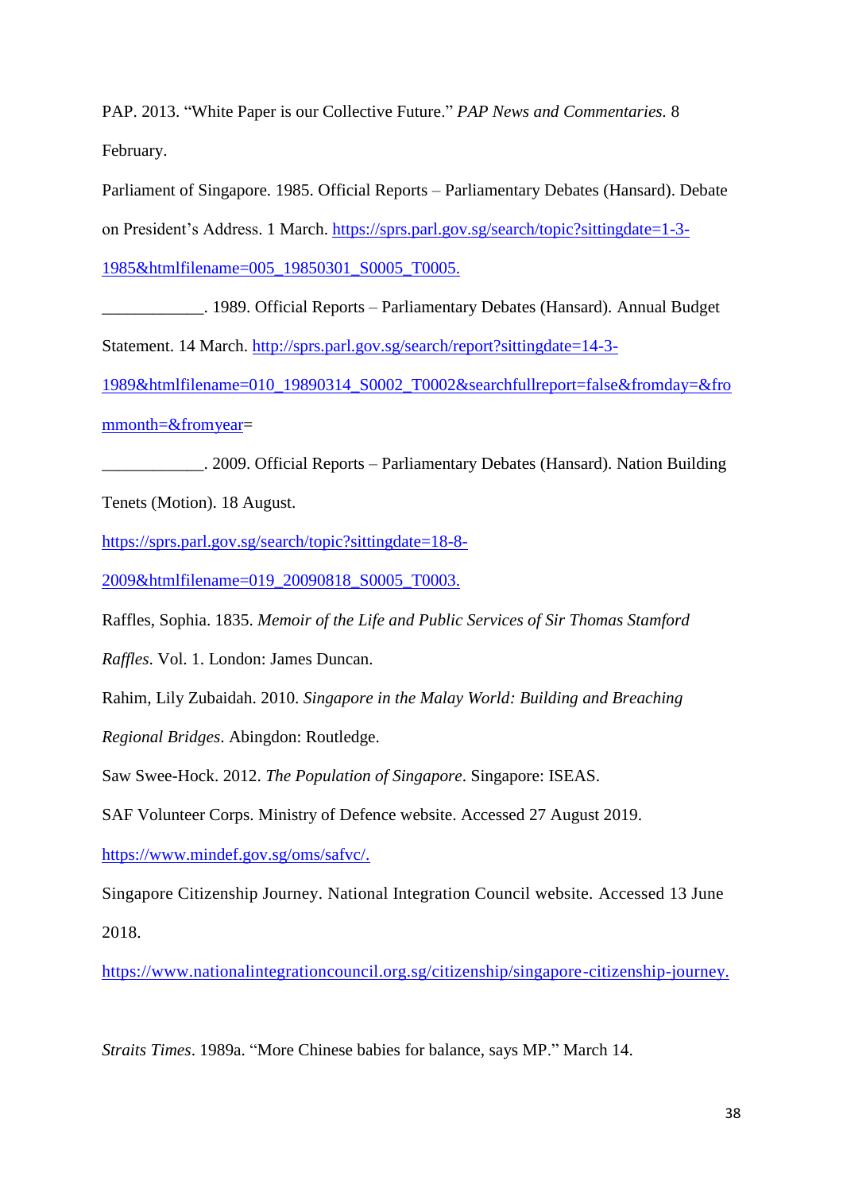PAP. 2013. "White Paper is our Collective Future." *PAP News and Commentaries.* 8 February.

Parliament of Singapore. 1985. Official Reports – Parliamentary Debates (Hansard). Debate on President's Address. 1 March. https://sprs.parl.gov.sg/search/topic?sittingdate=1-3-1985&htmlfilename=005_19850301_S0005_T0005.

____________. 1989. Official Reports – Parliamentary Debates (Hansard). Annual Budget Statement. 14 March. http://sprs.parl.gov.sg/search/report?sittingdate=14-3-1989&htmlfilename=010_19890314_S0002_T0002&searchfullreport=false&fromday=&frommonth=&fromyear=

____________. 2009. Official Reports – Parliamentary Debates (Hansard). Nation Building Tenets (Motion). 18 August. https://sprs.parl.gov.sg/search/topic?sittingdate=18-8-2009&htmlfilename=019_20090818_S0005_T0003.

Raffles, Sophia. 1835. *Memoir of the Life and Public Services of Sir Thomas Stamford Raffles*. Vol. 1. London: James Duncan.

Rahim, Lily Zubaidah. 2010. *Singapore in the Malay World: Building and Breaching Regional Bridges*. Abingdon: Routledge.

Saw Swee-Hock. 2012. *The Population of Singapore*. Singapore: ISEAS.

SAF Volunteer Corps. Ministry of Defence website. Accessed 27 August 2019. https://www.mindef.gov.sg/oms/safvc/.

Singapore Citizenship Journey. National Integration Council website. Accessed 13 June 2018. https://www.nationalintegrationcouncil.org.sg/citizenship/singapore-citizenship-journey.

*Straits Times*. 1989a. "More Chinese babies for balance, says MP." March 14.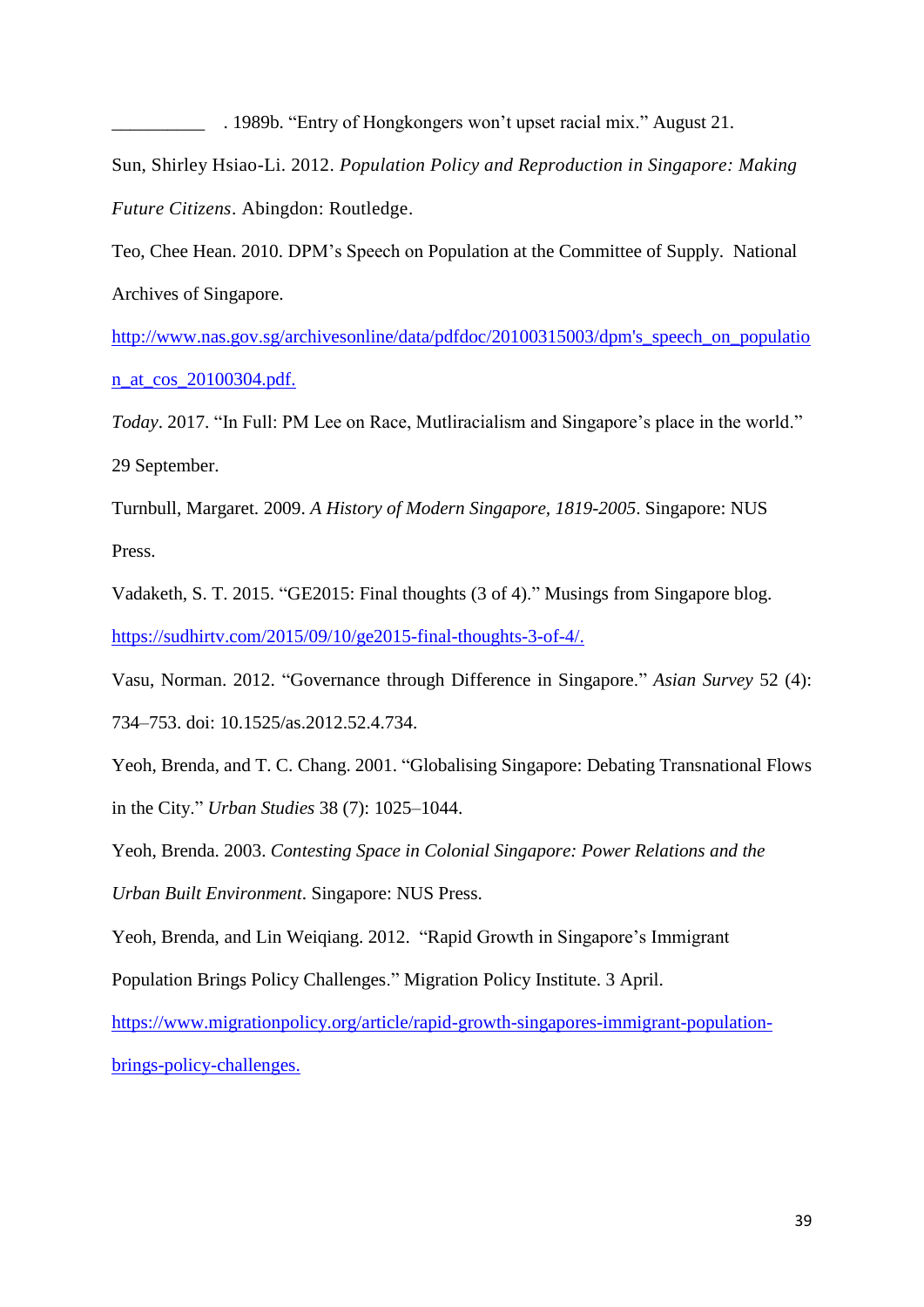__________ . 1989b. “Entry of Hongkongers won’t upset racial mix.” August 21.

Sun, Shirley Hsiao-Li. 2012. *Population Policy and Reproduction in Singapore: Making Future Citizens*. Abingdon: Routledge.

Teo, Chee Hean. 2010. DPM’s Speech on Population at the Committee of Supply. National Archives of Singapore. http://www.nas.gov.sg/archivesonline/data/pdfdoc/20100315003/dpm's_speech_on_population_at_cos_20100304.pdf.

*Today*. 2017. “In Full: PM Lee on Race, Mutliracialism and Singapore’s place in the world.” 29 September.

Turnbull, Margaret. 2009. *A History of Modern Singapore, 1819-2005*. Singapore: NUS Press.

Vadaketh, S. T. 2015. “GE2015: Final thoughts (3 of 4).” Musings from Singapore blog. https://sudhirtv.com/2015/09/10/ge2015-final-thoughts-3-of-4/.

Vasu, Norman. 2012. “Governance through Difference in Singapore.” *Asian Survey* 52 (4): 734–753. doi: 10.1525/as.2012.52.4.734.

Yeoh, Brenda, and T. C. Chang. 2001. “Globalising Singapore: Debating Transnational Flows in the City.” *Urban Studies* 38 (7): 1025–1044.

Yeoh, Brenda. 2003. *Contesting Space in Colonial Singapore: Power Relations and the Urban Built Environment*. Singapore: NUS Press.

Yeoh, Brenda, and Lin Weiqiang. 2012. “Rapid Growth in Singapore’s Immigrant Population Brings Policy Challenges.” Migration Policy Institute. 3 April. https://www.migrationpolicy.org/article/rapid-growth-singapores-immigrant-population-brings-policy-challenges.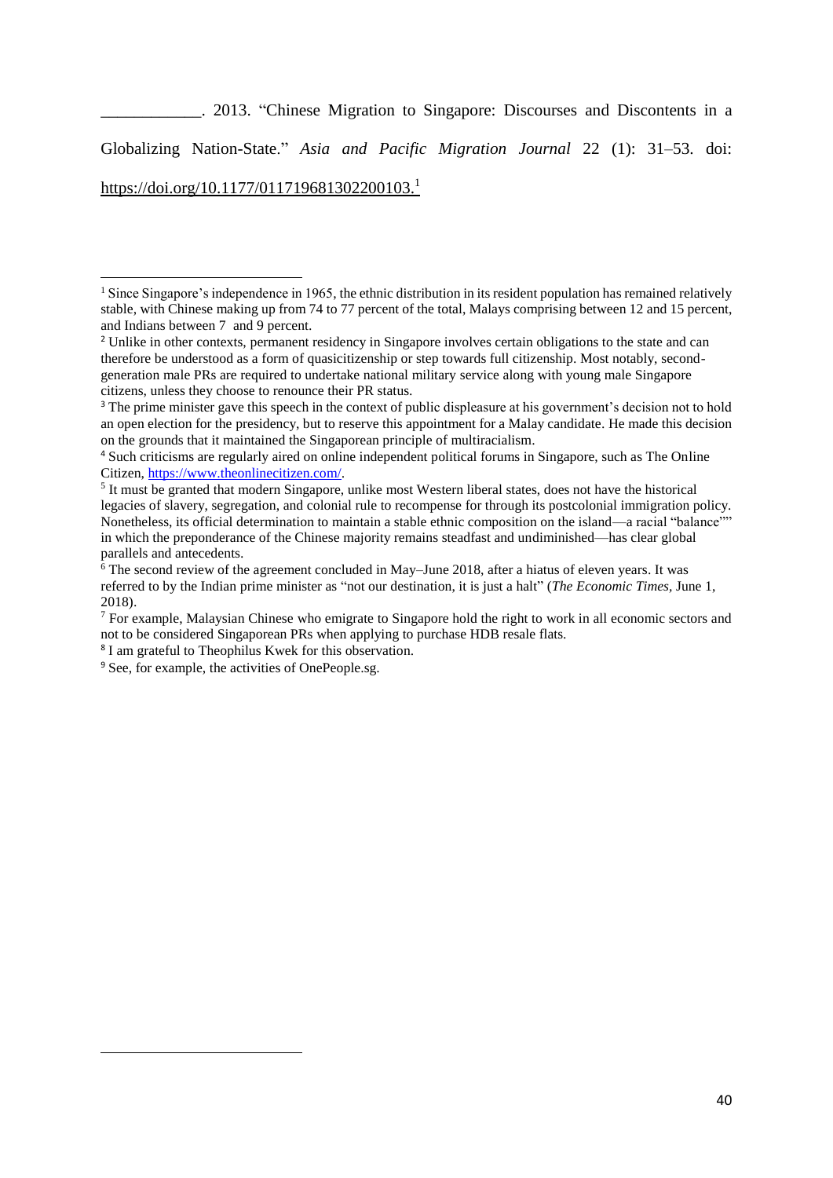____________. 2013. "Chinese Migration to Singapore: Discourses and Discontents in a Globalizing Nation-State." *Asia and Pacific Migration Journal* 22 (1): 31–53. doi: https://doi.org/10.1177/011719681302200103.[1]

---

[1] Since Singapore's independence in 1965, the ethnic distribution in its resident population has remained relatively stable, with Chinese making up from 74 to 77 percent of the total, Malays comprising between 12 and 15 percent, and Indians between 7 and 9 percent.

[2] Unlike in other contexts, permanent residency in Singapore involves certain obligations to the state and can therefore be understood as a form of quasicitizenship or step towards full citizenship. Most notably, second-generation male PRs are required to undertake national military service along with young male Singapore citizens, unless they choose to renounce their PR status.

[3] The prime minister gave this speech in the context of public displeasure at his government's decision not to hold an open election for the presidency, but to reserve this appointment for a Malay candidate. He made this decision on the grounds that it maintained the Singaporean principle of multiracialism.

[4] Such criticisms are regularly aired on online independent political forums in Singapore, such as The Online Citizen, https://www.theonlinecitizen.com/.

[5] It must be granted that modern Singapore, unlike most Western liberal states, does not have the historical legacies of slavery, segregation, and colonial rule to recompense for through its postcolonial immigration policy. Nonetheless, its official determination to maintain a stable ethnic composition on the island—a racial "balance"" in which the preponderance of the Chinese majority remains steadfast and undiminished—has clear global parallels and antecedents.

[6] The second review of the agreement concluded in May–June 2018, after a hiatus of eleven years. It was referred to by the Indian prime minister as "not our destination, it is just a halt" (*The Economic Times*, June 1, 2018).

[7] For example, Malaysian Chinese who emigrate to Singapore hold the right to work in all economic sectors and not to be considered Singaporean PRs when applying to purchase HDB resale flats.

[8] I am grateful to Theophilus Kwek for this observation.

[9] See, for example, the activities of OnePeople.sg.